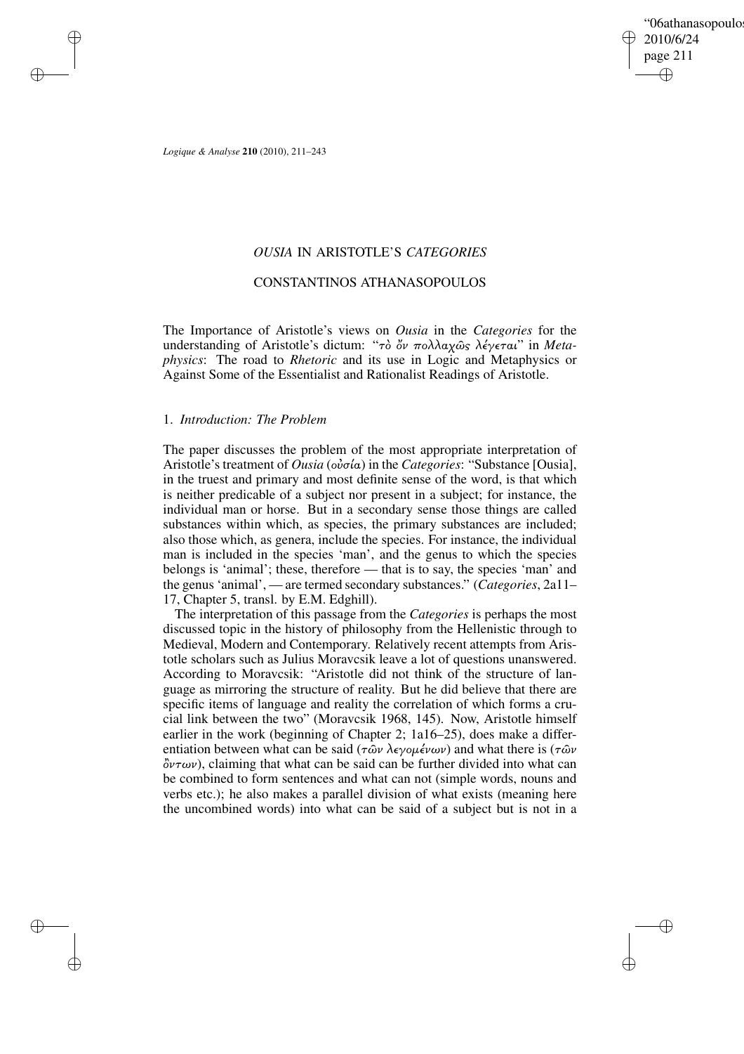# *OUSIA* IN ARISTOTLE'S *CATEGORIES*

## CONSTANTINOS ATHANASOPOULOS

The Importance of Aristotle's views on *Ousia* in the *Categories* for the understanding of Aristotle's dictum: "τὸ ὄν πολλαχῶς λέγεται" in *Metaphysics*: The road to *Rhetoric* and its use in Logic and Metaphysics or Against Some of the Essentialist and Rationalist Readings of Aristotle.

### 1. *Introduction: The Problem*

The paper discusses the problem of the most appropriate interpretation of Aristotle's treatment of *Ousia* (οὐσία) in the *Categories*: "Substance [Ousia], in the truest and primary and most definite sense of the word, is that which is neither predicable of a subject nor present in a subject; for instance, the individual man or horse. But in a secondary sense those things are called substances within which, as species, the primary substances are included; also those which, as genera, include the species. For instance, the individual man is included in the species 'man', and the genus to which the species belongs is 'animal'; these, therefore — that is to say, the species 'man' and the genus 'animal', — are termed secondary substances." (*Categories*, 2a11–17, Chapter 5, transl. by E.M. Edghill).

The interpretation of this passage from the *Categories* is perhaps the most discussed topic in the history of philosophy from the Hellenistic through to Medieval, Modern and Contemporary. Relatively recent attempts from Aristotle scholars such as Julius Moravcsik leave a lot of questions unanswered. According to Moravcsik: "Aristotle did not think of the structure of language as mirroring the structure of reality. But he did believe that there are specific items of language and reality the correlation of which forms a crucial link between the two" (Moravcsik 1968, 145). Now, Aristotle himself earlier in the work (beginning of Chapter 2; 1a16–25), does make a differentiation between what can be said (τῶν λεγομένων) and what there is (τῶν ὄντων), claiming that what can be said can be further divided into what can be combined to form sentences and what can not (simple words, nouns and verbs etc.); he also makes a parallel division of what exists (meaning here the uncombined words) into what can be said of a subject but is not in a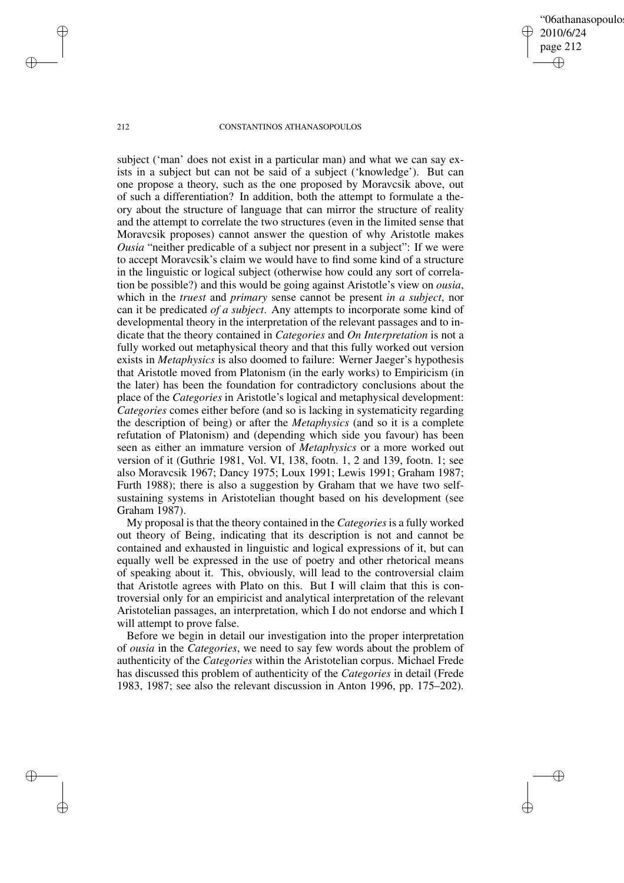subject ('man' does not exist in a particular man) and what we can say exists in a subject but can not be said of a subject ('knowledge'). But can one propose a theory, such as the one proposed by Moravcsik above, out of such a differentiation? In addition, both the attempt to formulate a theory about the structure of language that can mirror the structure of reality and the attempt to correlate the two structures (even in the limited sense that Moravcsik proposes) cannot answer the question of why Aristotle makes *Ousia* "neither predicable of a subject nor present in a subject": If we were to accept Moravcsik's claim we would have to find some kind of a structure in the linguistic or logical subject (otherwise how could any sort of correlation be possible?) and this would be going against Aristotle's view on *ousia*, which in the *truest* and *primary* sense cannot be present *in a subject*, nor can it be predicated *of a subject*. Any attempts to incorporate some kind of developmental theory in the interpretation of the relevant passages and to indicate that the theory contained in *Categories* and *On Interpretation* is not a fully worked out metaphysical theory and that this fully worked out version exists in *Metaphysics* is also doomed to failure: Werner Jaeger's hypothesis that Aristotle moved from Platonism (in the early works) to Empiricism (in the later) has been the foundation for contradictory conclusions about the place of the *Categories* in Aristotle's logical and metaphysical development: *Categories* comes either before (and so is lacking in systematicity regarding the description of being) or after the *Metaphysics* (and so it is a complete refutation of Platonism) and (depending which side you favour) has been seen as either an immature version of *Metaphysics* or a more worked out version of it (Guthrie 1981, Vol. VI, 138, footn. 1, 2 and 139, footn. 1; see also Moravcsik 1967; Dancy 1975; Loux 1991; Lewis 1991; Graham 1987; Furth 1988); there is also a suggestion by Graham that we have two self-sustaining systems in Aristotelian thought based on his development (see Graham 1987).

My proposal is that the theory contained in the *Categories* is a fully worked out theory of Being, indicating that its description is not and cannot be contained and exhausted in linguistic and logical expressions of it, but can equally well be expressed in the use of poetry and other rhetorical means of speaking about it. This, obviously, will lead to the controversial claim that Aristotle agrees with Plato on this. But I will claim that this is controversial only for an empiricist and analytical interpretation of the relevant Aristotelian passages, an interpretation, which I do not endorse and which I will attempt to prove false.

Before we begin in detail our investigation into the proper interpretation of *ousia* in the *Categories*, we need to say few words about the problem of authenticity of the *Categories* within the Aristotelian corpus. Michael Frede has discussed this problem of authenticity of the *Categories* in detail (Frede 1983, 1987; see also the relevant discussion in Anton 1996, pp. 175–202).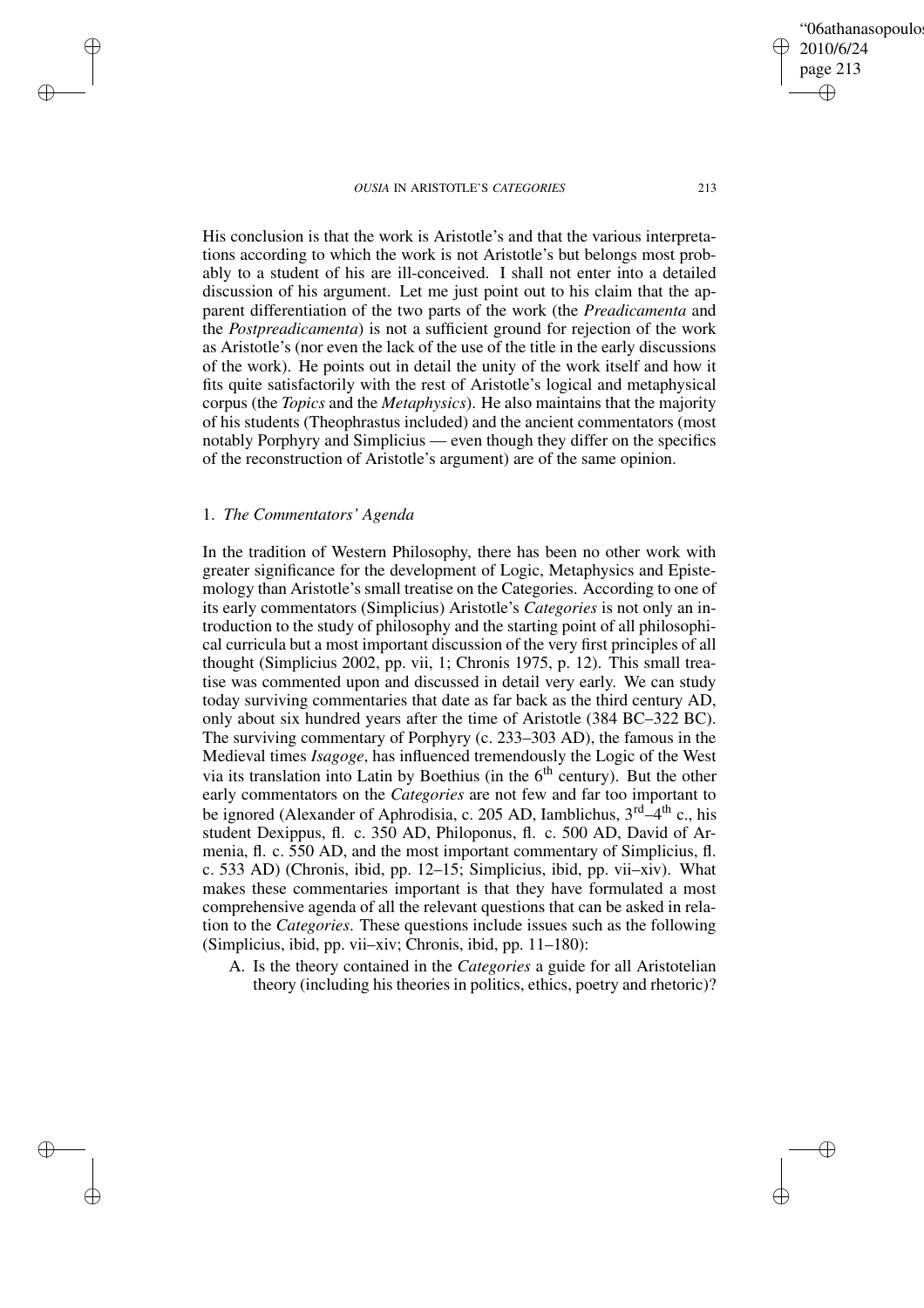His conclusion is that the work is Aristotle's and that the various interpretations according to which the work is not Aristotle's but belongs most probably to a student of his are ill-conceived. I shall not enter into a detailed discussion of his argument. Let me just point out to his claim that the apparent differentiation of the two parts of the work (the *Preadicamenta* and the *Postpreadicamenta*) is not a sufficient ground for rejection of the work as Aristotle's (nor even the lack of the use of the title in the early discussions of the work). He points out in detail the unity of the work itself and how it fits quite satisfactorily with the rest of Aristotle's logical and metaphysical corpus (the *Topics* and the *Metaphysics*). He also maintains that the majority of his students (Theophrastus included) and the ancient commentators (most notably Porphyry and Simplicius — even though they differ on the specifics of the reconstruction of Aristotle's argument) are of the same opinion.

## 1. *The Commentators' Agenda*

In the tradition of Western Philosophy, there has been no other work with greater significance for the development of Logic, Metaphysics and Epistemology than Aristotle's small treatise on the Categories. According to one of its early commentators (Simplicius) Aristotle's *Categories* is not only an introduction to the study of philosophy and the starting point of all philosophical curricula but a most important discussion of the very first principles of all thought (Simplicius 2002, pp. vii, 1; Chronis 1975, p. 12). This small treatise was commented upon and discussed in detail very early. We can study today surviving commentaries that date as far back as the third century AD, only about six hundred years after the time of Aristotle (384 BC–322 BC). The surviving commentary of Porphyry (c. 233–303 AD), the famous in the Medieval times *Isagoge*, has influenced tremendously the Logic of the West via its translation into Latin by Boethius (in the 6th century). But the other early commentators on the *Categories* are not few and far too important to be ignored (Alexander of Aphrodisia, c. 205 AD, Iamblichus, 3rd–4th c., his student Dexippus, fl. c. 350 AD, Philoponus, fl. c. 500 AD, David of Armenia, fl. c. 550 AD, and the most important commentary of Simplicius, fl. c. 533 AD) (Chronis, ibid, pp. 12–15; Simplicius, ibid, pp. vii–xiv). What makes these commentaries important is that they have formulated a most comprehensive agenda of all the relevant questions that can be asked in relation to the *Categories*. These questions include issues such as the following (Simplicius, ibid, pp. vii–xiv; Chronis, ibid, pp. 11–180):

A. Is the theory contained in the *Categories* a guide for all Aristotelian theory (including his theories in politics, ethics, poetry and rhetoric)?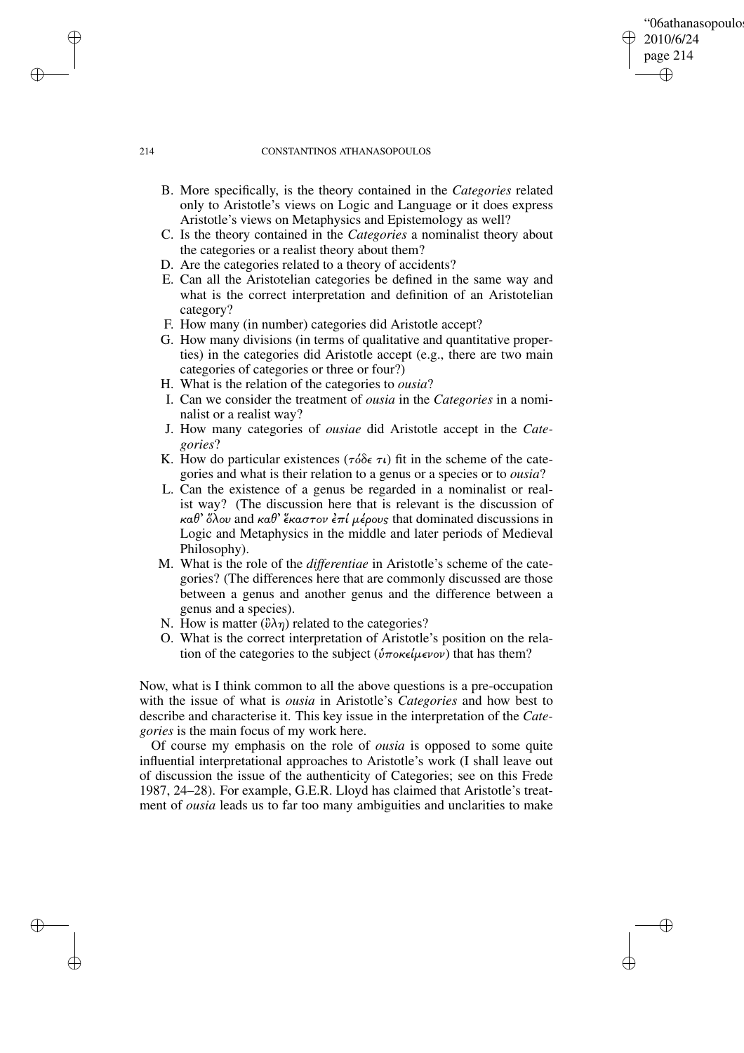B. More specifically, is the theory contained in the *Categories* related only to Aristotle's views on Logic and Language or it does express Aristotle's views on Metaphysics and Epistemology as well?
C. Is the theory contained in the *Categories* a nominalist theory about the categories or a realist theory about them?
D. Are the categories related to a theory of accidents?
E. Can all the Aristotelian categories be defined in the same way and what is the correct interpretation and definition of an Aristotelian category?
F. How many (in number) categories did Aristotle accept?
G. How many divisions (in terms of qualitative and quantitative properties) in the categories did Aristotle accept (e.g., there are two main categories of categories or three or four?)
H. What is the relation of the categories to *ousia*?
I. Can we consider the treatment of *ousia* in the *Categories* in a nominalist or a realist way?
J. How many categories of *ousiae* did Aristotle accept in the *Categories*?
K. How do particular existences (*τόδε τι*) fit in the scheme of the categories and what is their relation to a genus or a species or to *ousia*?
L. Can the existence of a genus be regarded in a nominalist or realist way? (The discussion here that is relevant is the discussion of *καθ' ὅλου* and *καθ' ἕκαστον ἐπί μέρους* that dominated discussions in Logic and Metaphysics in the middle and later periods of Medieval Philosophy).
M. What is the role of the *differentiae* in Aristotle's scheme of the categories? (The differences here that are commonly discussed are those between a genus and another genus and the difference between a genus and a species).
N. How is matter (*ὕλη*) related to the categories?
O. What is the correct interpretation of Aristotle's position on the relation of the categories to the subject (*ὑποκείμενον*) that has them?

Now, what is I think common to all the above questions is a pre-occupation with the issue of what is *ousia* in Aristotle's *Categories* and how best to describe and characterise it. This key issue in the interpretation of the *Categories* is the main focus of my work here.

Of course my emphasis on the role of *ousia* is opposed to some quite influential interpretational approaches to Aristotle's work (I shall leave out of discussion the issue of the authenticity of Categories; see on this Frede 1987, 24–28). For example, G.E.R. Lloyd has claimed that Aristotle's treatment of *ousia* leads us to far too many ambiguities and unclarities to make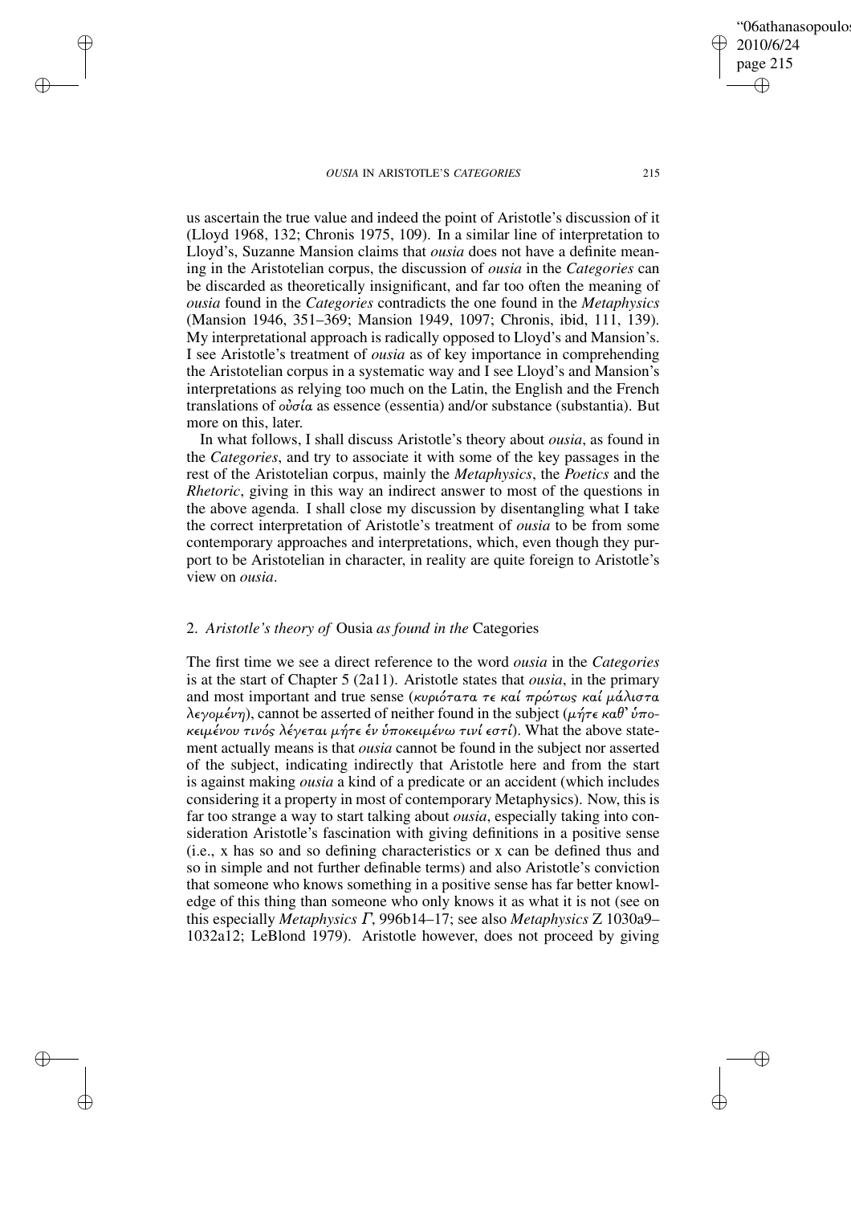us ascertain the true value and indeed the point of Aristotle's discussion of it (Lloyd 1968, 132; Chronis 1975, 109). In a similar line of interpretation to Lloyd's, Suzanne Mansion claims that *ousia* does not have a definite meaning in the Aristotelian corpus, the discussion of *ousia* in the *Categories* can be discarded as theoretically insignificant, and far too often the meaning of *ousia* found in the *Categories* contradicts the one found in the *Metaphysics* (Mansion 1946, 351–369; Mansion 1949, 1097; Chronis, ibid, 111, 139). My interpretational approach is radically opposed to Lloyd's and Mansion's. I see Aristotle's treatment of *ousia* as of key importance in comprehending the Aristotelian corpus in a systematic way and I see Lloyd's and Mansion's interpretations as relying too much on the Latin, the English and the French translations of *οὐσία* as essence (essentia) and/or substance (substantia). But more on this, later.

In what follows, I shall discuss Aristotle's theory about *ousia*, as found in the *Categories*, and try to associate it with some of the key passages in the rest of the Aristotelian corpus, mainly the *Metaphysics*, the *Poetics* and the *Rhetoric*, giving in this way an indirect answer to most of the questions in the above agenda. I shall close my discussion by disentangling what I take the correct interpretation of Aristotle's treatment of *ousia* to be from some contemporary approaches and interpretations, which, even though they purport to be Aristotelian in character, in reality are quite foreign to Aristotle's view on *ousia*.

## 2. *Aristotle's theory of* Ousia *as found in the* Categories

The first time we see a direct reference to the word *ousia* in the *Categories* is at the start of Chapter 5 (2a11). Aristotle states that *ousia*, in the primary and most important and true sense (*κυριότατα τε καί πρώτως καί μάλιστα λεγομένη*), cannot be asserted of neither found in the subject (*μήτε καθ' ὑποκειμένου τινός λέγεται μήτε ἐν ὑποκειμένω τινί εστί*). What the above statement actually means is that *ousia* cannot be found in the subject nor asserted of the subject, indicating indirectly that Aristotle here and from the start is against making *ousia* a kind of a predicate or an accident (which includes considering it a property in most of contemporary Metaphysics). Now, this is far too strange a way to start talking about *ousia*, especially taking into consideration Aristotle's fascination with giving definitions in a positive sense (i.e., x has so and so defining characteristics or x can be defined thus and so in simple and not further definable terms) and also Aristotle's conviction that someone who knows something in a positive sense has far better knowledge of this thing than someone who only knows it as what it is not (see on this especially *Metaphysics Γ*, 996b14–17; see also *Metaphysics* Z 1030a9–1032a12; LeBlond 1979). Aristotle however, does not proceed by giving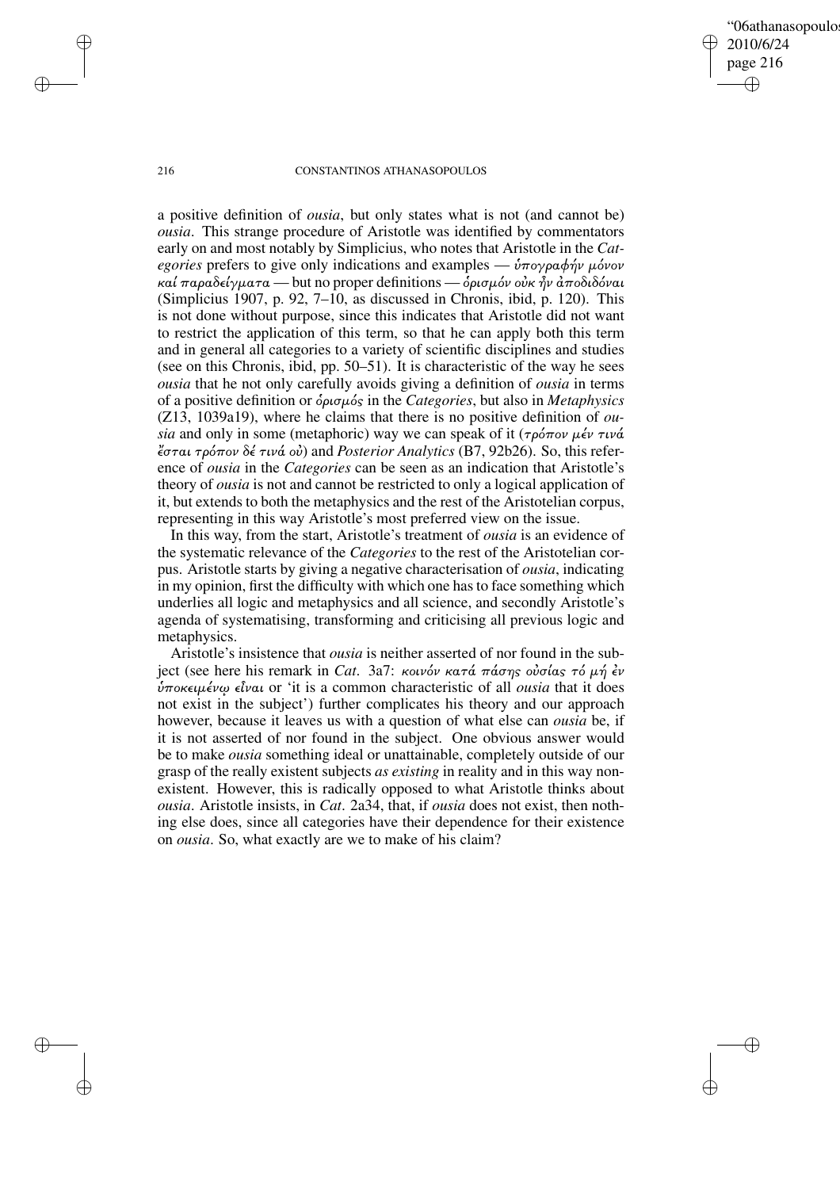a positive definition of *ousia*, but only states what is not (and cannot be) *ousia*. This strange procedure of Aristotle was identified by commentators early on and most notably by Simplicius, who notes that Aristotle in the *Categories* prefers to give only indications and examples — *ὑπογραφήν μόνον καί παραδείγματα* — but no proper definitions — *ὁρισμόν οὐκ ἦν ἀποδιδόναι* (Simplicius 1907, p. 92, 7–10, as discussed in Chronis, ibid, p. 120). This is not done without purpose, since this indicates that Aristotle did not want to restrict the application of this term, so that he can apply both this term and in general all categories to a variety of scientific disciplines and studies (see on this Chronis, ibid, pp. 50–51). It is characteristic of the way he sees *ousia* that he not only carefully avoids giving a definition of *ousia* in terms of a positive definition or *ὁρισμός* in the *Categories*, but also in *Metaphysics* (Z13, 1039a19), where he claims that there is no positive definition of *ousia* and only in some (metaphoric) way we can speak of it (*τρόπον μέν τινά ἔσται τρόπον δέ τινά οὔ*) and *Posterior Analytics* (B7, 92b26). So, this reference of *ousia* in the *Categories* can be seen as an indication that Aristotle's theory of *ousia* is not and cannot be restricted to only a logical application of it, but extends to both the metaphysics and the rest of the Aristotelian corpus, representing in this way Aristotle's most preferred view on the issue.

In this way, from the start, Aristotle's treatment of *ousia* is an evidence of the systematic relevance of the *Categories* to the rest of the Aristotelian corpus. Aristotle starts by giving a negative characterisation of *ousia*, indicating in my opinion, first the difficulty with which one has to face something which underlies all logic and metaphysics and all science, and secondly Aristotle's agenda of systematising, transforming and criticising all previous logic and metaphysics.

Aristotle's insistence that *ousia* is neither asserted of nor found in the subject (see here his remark in *Cat*. 3a7: *κοινόν κατά πάσης οὐσίας τό μή ἐν ὑποκειμένῳ εἶναι* or 'it is a common characteristic of all *ousia* that it does not exist in the subject') further complicates his theory and our approach however, because it leaves us with a question of what else can *ousia* be, if it is not asserted of nor found in the subject. One obvious answer would be to make *ousia* something ideal or unattainable, completely outside of our grasp of the really existent subjects *as existing* in reality and in this way non-existent. However, this is radically opposed to what Aristotle thinks about *ousia*. Aristotle insists, in *Cat*. 2a34, that, if *ousia* does not exist, then nothing else does, since all categories have their dependence for their existence on *ousia*. So, what exactly are we to make of his claim?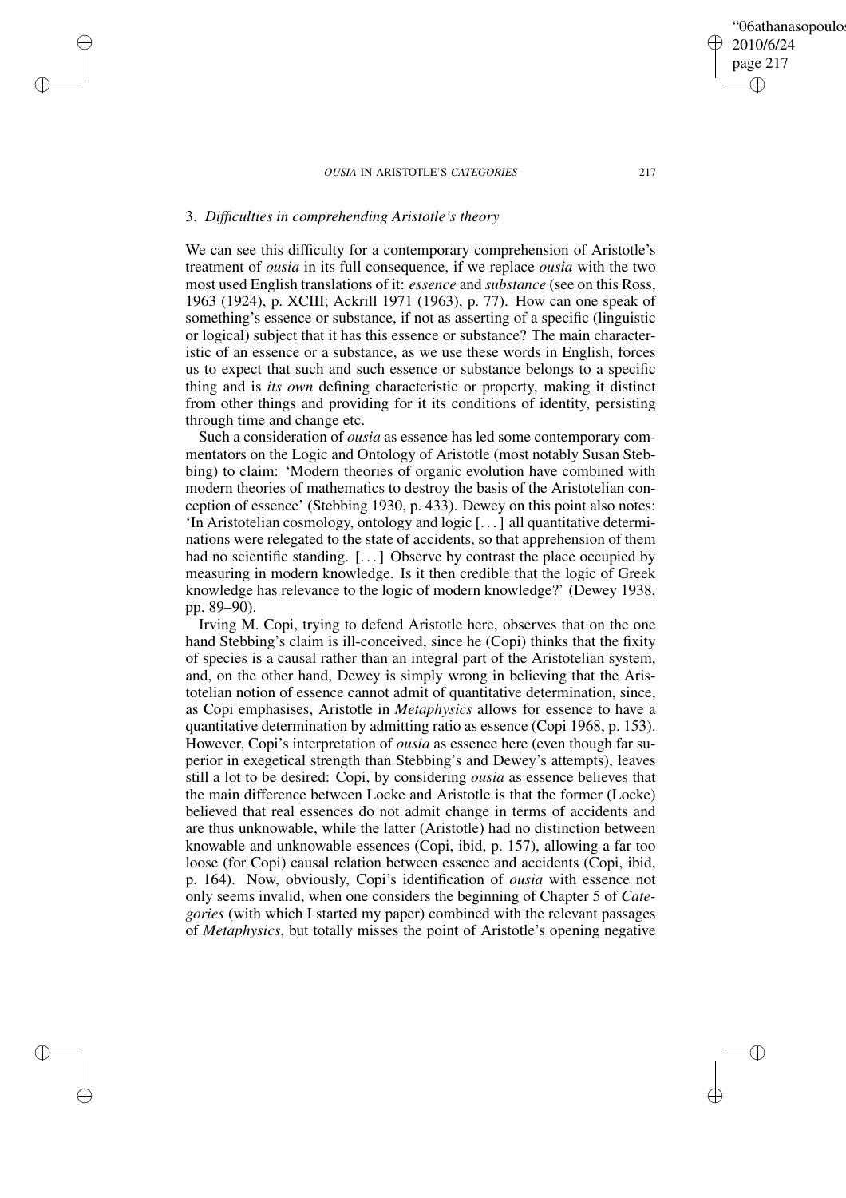### 3. *Difficulties in comprehending Aristotle's theory*

We can see this difficulty for a contemporary comprehension of Aristotle's treatment of *ousia* in its full consequence, if we replace *ousia* with the two most used English translations of it: *essence* and *substance* (see on this Ross, 1963 (1924), p. XCIII; Ackrill 1971 (1963), p. 77). How can one speak of something's essence or substance, if not as asserting of a specific (linguistic or logical) subject that it has this essence or substance? The main characteristic of an essence or a substance, as we use these words in English, forces us to expect that such and such essence or substance belongs to a specific thing and is *its own* defining characteristic or property, making it distinct from other things and providing for it its conditions of identity, persisting through time and change etc.

Such a consideration of *ousia* as essence has led some contemporary commentators on the Logic and Ontology of Aristotle (most notably Susan Stebbing) to claim: 'Modern theories of organic evolution have combined with modern theories of mathematics to destroy the basis of the Aristotelian conception of essence' (Stebbing 1930, p. 433). Dewey on this point also notes: 'In Aristotelian cosmology, ontology and logic [...] all quantitative determinations were relegated to the state of accidents, so that apprehension of them had no scientific standing. [...] Observe by contrast the place occupied by measuring in modern knowledge. Is it then credible that the logic of Greek knowledge has relevance to the logic of modern knowledge?' (Dewey 1938, pp. 89–90).

Irving M. Copi, trying to defend Aristotle here, observes that on the one hand Stebbing's claim is ill-conceived, since he (Copi) thinks that the fixity of species is a causal rather than an integral part of the Aristotelian system, and, on the other hand, Dewey is simply wrong in believing that the Aristotelian notion of essence cannot admit of quantitative determination, since, as Copi emphasises, Aristotle in *Metaphysics* allows for essence to have a quantitative determination by admitting ratio as essence (Copi 1968, p. 153). However, Copi's interpretation of *ousia* as essence here (even though far superior in exegetical strength than Stebbing's and Dewey's attempts), leaves still a lot to be desired: Copi, by considering *ousia* as essence believes that the main difference between Locke and Aristotle is that the former (Locke) believed that real essences do not admit change in terms of accidents and are thus unknowable, while the latter (Aristotle) had no distinction between knowable and unknowable essences (Copi, ibid, p. 157), allowing a far too loose (for Copi) causal relation between essence and accidents (Copi, ibid, p. 164). Now, obviously, Copi's identification of *ousia* with essence not only seems invalid, when one considers the beginning of Chapter 5 of *Categories* (with which I started my paper) combined with the relevant passages of *Metaphysics*, but totally misses the point of Aristotle's opening negative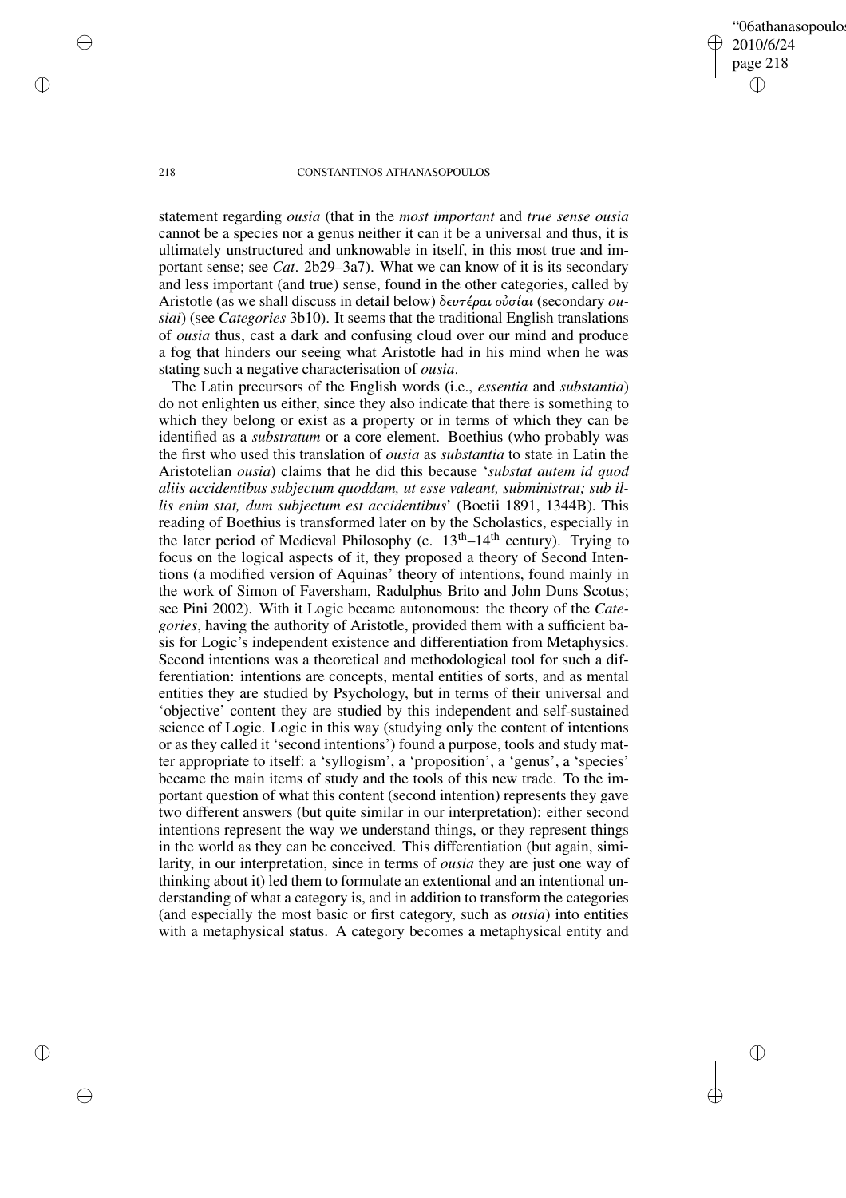statement regarding *ousia* (that in the *most important* and *true sense ousia* cannot be a species nor a genus neither it can it be a universal and thus, it is ultimately unstructured and unknowable in itself, in this most true and important sense; see *Cat*. 2b29–3a7). What we can know of it is its secondary and less important (and true) sense, found in the other categories, called by Aristotle (as we shall discuss in detail below) *δευτέραι οὐσίαι* (secondary *ousiai*) (see *Categories* 3b10). It seems that the traditional English translations of *ousia* thus, cast a dark and confusing cloud over our mind and produce a fog that hinders our seeing what Aristotle had in his mind when he was stating such a negative characterisation of *ousia*.

The Latin precursors of the English words (i.e., *essentia* and *substantia*) do not enlighten us either, since they also indicate that there is something to which they belong or exist as a property or in terms of which they can be identified as a *substratum* or a core element. Boethius (who probably was the first who used this translation of *ousia* as *substantia* to state in Latin the Aristotelian *ousia*) claims that he did this because '*substat autem id quod aliis accidentibus subjectum quoddam, ut esse valeant, subministrat; sub illis enim stat, dum subjectum est accidentibus*' (Boetii 1891, 1344B). This reading of Boethius is transformed later on by the Scholastics, especially in the later period of Medieval Philosophy (c. 13th–14th century). Trying to focus on the logical aspects of it, they proposed a theory of Second Intentions (a modified version of Aquinas' theory of intentions, found mainly in the work of Simon of Faversham, Radulphus Brito and John Duns Scotus; see Pini 2002). With it Logic became autonomous: the theory of the *Categories*, having the authority of Aristotle, provided them with a sufficient basis for Logic's independent existence and differentiation from Metaphysics. Second intentions was a theoretical and methodological tool for such a differentiation: intentions are concepts, mental entities of sorts, and as mental entities they are studied by Psychology, but in terms of their universal and 'objective' content they are studied by this independent and self-sustained science of Logic. Logic in this way (studying only the content of intentions or as they called it 'second intentions') found a purpose, tools and study matter appropriate to itself: a 'syllogism', a 'proposition', a 'genus', a 'species' became the main items of study and the tools of this new trade. To the important question of what this content (second intention) represents they gave two different answers (but quite similar in our interpretation): either second intentions represent the way we understand things, or they represent things in the world as they can be conceived. This differentiation (but again, similarity, in our interpretation, since in terms of *ousia* they are just one way of thinking about it) led them to formulate an extentional and an intentional understanding of what a category is, and in addition to transform the categories (and especially the most basic or first category, such as *ousia*) into entities with a metaphysical status. A category becomes a metaphysical entity and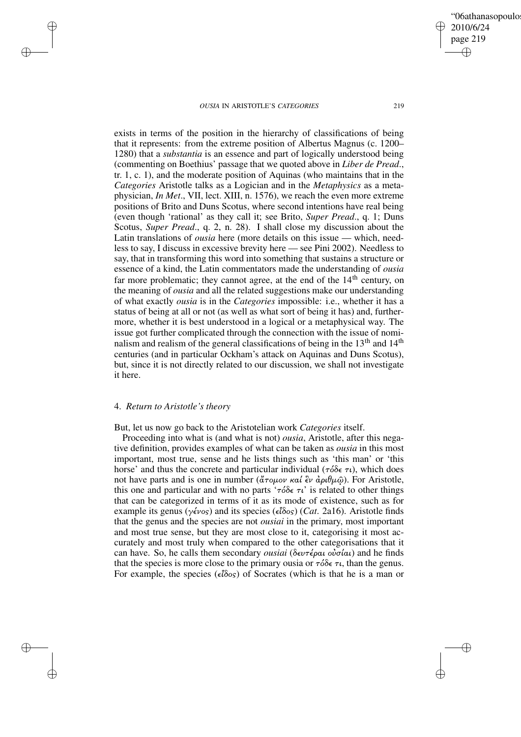exists in terms of the position in the hierarchy of classifications of being that it represents: from the extreme position of Albertus Magnus (c. 1200–1280) that a *substantia* is an essence and part of logically understood being (commenting on Boethius' passage that we quoted above in *Liber de Pread*., tr. 1, c. 1), and the moderate position of Aquinas (who maintains that in the *Categories* Aristotle talks as a Logician and in the *Metaphysics* as a metaphysician, *In Met*., VII, lect. XIII, n. 1576), we reach the even more extreme positions of Brito and Duns Scotus, where second intentions have real being (even though 'rational' as they call it; see Brito, *Super Pread*., q. 1; Duns Scotus, *Super Pread*., q. 2, n. 28). I shall close my discussion about the Latin translations of *ousia* here (more details on this issue — which, needless to say, I discuss in excessive brevity here — see Pini 2002). Needless to say, that in transforming this word into something that sustains a structure or essence of a kind, the Latin commentators made the understanding of *ousia* far more problematic; they cannot agree, at the end of the 14th century, on the meaning of *ousia* and all the related suggestions make our understanding of what exactly *ousia* is in the *Categories* impossible: i.e., whether it has a status of being at all or not (as well as what sort of being it has) and, furthermore, whether it is best understood in a logical or a metaphysical way. The issue got further complicated through the connection with the issue of nominalism and realism of the general classifications of being in the 13th and 14th centuries (and in particular Ockham's attack on Aquinas and Duns Scotus), but, since it is not directly related to our discussion, we shall not investigate it here.

## 4. *Return to Aristotle's theory*

But, let us now go back to the Aristotelian work *Categories* itself.

Proceeding into what is (and what is not) *ousia*, Aristotle, after this negative definition, provides examples of what can be taken as *ousia* in this most important, most true, sense and he lists things such as 'this man' or 'this horse' and thus the concrete and particular individual (τόδε τι), which does not have parts and is one in number (ἄτομον καί ἓν ἀριθμῷ). For Aristotle, this one and particular and with no parts 'τόδε τι' is related to other things that can be categorized in terms of it as its mode of existence, such as for example its genus (γένος) and its species (εἶδος) (*Cat*. 2a16). Aristotle finds that the genus and the species are not *ousiai* in the primary, most important and most true sense, but they are most close to it, categorising it most accurately and most truly when compared to the other categorisations that it can have. So, he calls them secondary *ousiai* (δευτέραι οὐσίαι) and he finds that the species is more close to the primary ousia or τόδε τι, than the genus. For example, the species (εἶδος) of Socrates (which is that he is a man or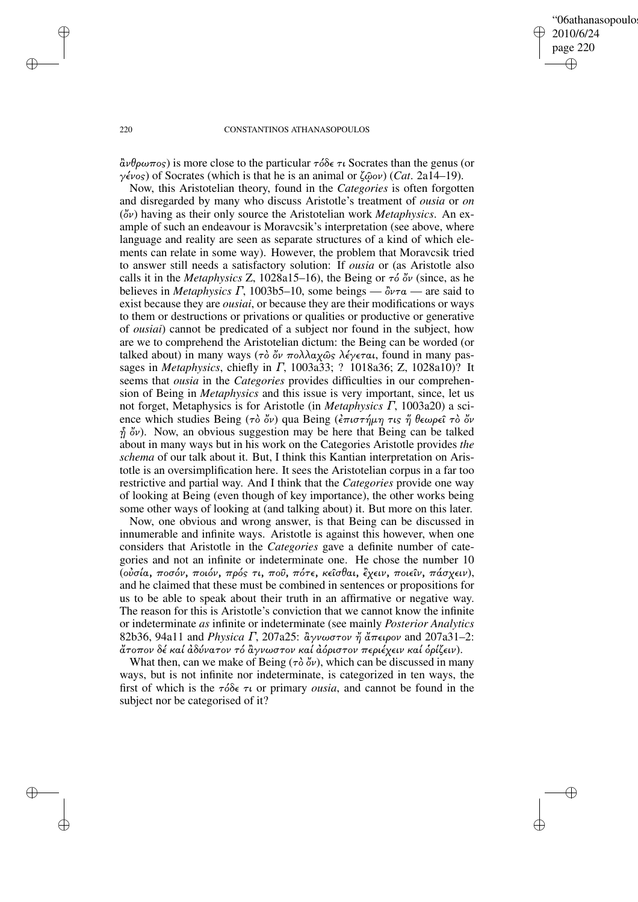ἄνθρωπος) is more close to the particular τόδε τι Socrates than the genus (or γένος) of Socrates (which is that he is an animal or ζῷον) (*Cat*. 2a14–19).

Now, this Aristotelian theory, found in the *Categories* is often forgotten and disregarded by many who discuss Aristotle's treatment of *ousia* or *on* (ὄν) having as their only source the Aristotelian work *Metaphysics*. An example of such an endeavour is Moravcsik's interpretation (see above, where language and reality are seen as separate structures of a kind of which elements can relate in some way). However, the problem that Moravcsik tried to answer still needs a satisfactory solution: If *ousia* or (as Aristotle also calls it in the *Metaphysics* Z, 1028a15–16), the Being or τό ὄν (since, as he believes in *Metaphysics* Γ, 1003b5–10, some beings — ὄντα — are said to exist because they are *ousiai*, or because they are their modifications or ways to them or destructions or privations or qualities or productive or generative of *ousiai*) cannot be predicated of a subject nor found in the subject, how are we to comprehend the Aristotelian dictum: the Being can be worded (or talked about) in many ways (τὸ ὄν πολλαχῶς λέγεται, found in many passages in *Metaphysics*, chiefly in Γ, 1003a33; ? 1018a36; Z, 1028a10)? It seems that *ousia* in the *Categories* provides difficulties in our comprehension of Being in *Metaphysics* and this issue is very important, since, let us not forget, Metaphysics is for Aristotle (in *Metaphysics* Γ, 1003a20) a science which studies Being (τὸ ὄν) qua Being (ἐπιστήμη τις ἥ θεωρεῖ τὸ ὄν ᾗ ὄν). Now, an obvious suggestion may be here that Being can be talked about in many ways but in his work on the Categories Aristotle provides *the schema* of our talk about it. But, I think this Kantian interpretation on Aristotle is an oversimplification here. It sees the Aristotelian corpus in a far too restrictive and partial way. And I think that the *Categories* provide one way of looking at Being (even though of key importance), the other works being some other ways of looking at (and talking about) it. But more on this later.

Now, one obvious and wrong answer, is that Being can be discussed in innumerable and infinite ways. Aristotle is against this however, when one considers that Aristotle in the *Categories* gave a definite number of categories and not an infinite or indeterminate one. He chose the number 10 (οὐσία, ποσόν, ποιόν, πρός τι, ποῦ, πότε, κεῖσθαι, ἔχειν, ποιεῖν, πάσχειν), and he claimed that these must be combined in sentences or propositions for us to be able to speak about their truth in an affirmative or negative way. The reason for this is Aristotle's conviction that we cannot know the infinite or indeterminate *as* infinite or indeterminate (see mainly *Posterior Analytics* 82b36, 94a11 and *Physica* Γ, 207a25: ἄγνωστον ἥ ἄπειρον and 207a31–2: ἄτοπον δέ καί ἀδύνατον τό ἄγνωστον καί ἀόριστον περιέχειν καί ὁρίζειν).

What then, can we make of Being (τὸ ὄν), which can be discussed in many ways, but is not infinite nor indeterminate, is categorized in ten ways, the first of which is the τόδε τι or primary *ousia*, and cannot be found in the subject nor be categorised of it?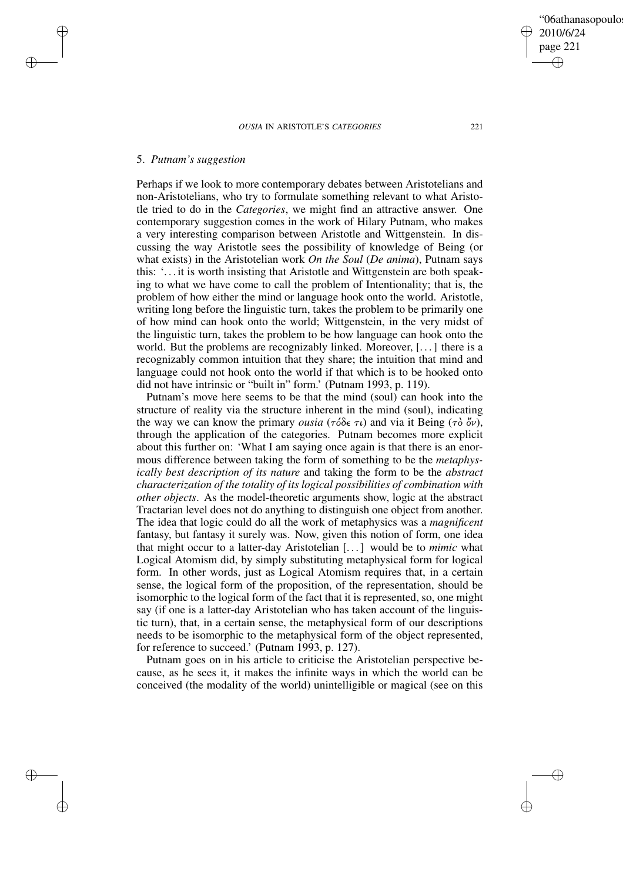## 5. *Putnam's suggestion*

Perhaps if we look to more contemporary debates between Aristotelians and non-Aristotelians, who try to formulate something relevant to what Aristotle tried to do in the *Categories*, we might find an attractive answer. One contemporary suggestion comes in the work of Hilary Putnam, who makes a very interesting comparison between Aristotle and Wittgenstein. In discussing the way Aristotle sees the possibility of knowledge of Being (or what exists) in the Aristotelian work *On the Soul* (*De anima*), Putnam says this: '. . . it is worth insisting that Aristotle and Wittgenstein are both speaking to what we have come to call the problem of Intentionality; that is, the problem of how either the mind or language hook onto the world. Aristotle, writing long before the linguistic turn, takes the problem to be primarily one of how mind can hook onto the world; Wittgenstein, in the very midst of the linguistic turn, takes the problem to be how language can hook onto the world. But the problems are recognizably linked. Moreover, [. . . ] there is a recognizably common intuition that they share; the intuition that mind and language could not hook onto the world if that which is to be hooked onto did not have intrinsic or "built in" form.' (Putnam 1993, p. 119).

Putnam's move here seems to be that the mind (soul) can hook into the structure of reality via the structure inherent in the mind (soul), indicating the way we can know the primary *ousia* (τόδε τι) and via it Being (τὸ ὄν), through the application of the categories. Putnam becomes more explicit about this further on: 'What I am saying once again is that there is an enormous difference between taking the form of something to be the *metaphysically best description of its nature* and taking the form to be the *abstract characterization of the totality of its logical possibilities of combination with other objects*. As the model-theoretic arguments show, logic at the abstract Tractarian level does not do anything to distinguish one object from another. The idea that logic could do all the work of metaphysics was a *magnificent* fantasy, but fantasy it surely was. Now, given this notion of form, one idea that might occur to a latter-day Aristotelian [. . . ] would be to *mimic* what Logical Atomism did, by simply substituting metaphysical form for logical form. In other words, just as Logical Atomism requires that, in a certain sense, the logical form of the proposition, of the representation, should be isomorphic to the logical form of the fact that it is represented, so, one might say (if one is a latter-day Aristotelian who has taken account of the linguistic turn), that, in a certain sense, the metaphysical form of our descriptions needs to be isomorphic to the metaphysical form of the object represented, for reference to succeed.' (Putnam 1993, p. 127).

Putnam goes on in his article to criticise the Aristotelian perspective because, as he sees it, it makes the infinite ways in which the world can be conceived (the modality of the world) unintelligible or magical (see on this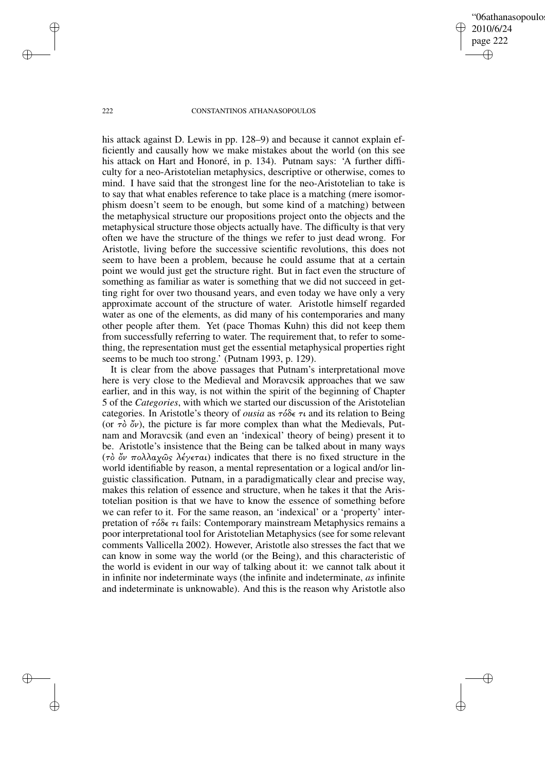his attack against D. Lewis in pp. 128–9) and because it cannot explain efficiently and causally how we make mistakes about the world (on this see his attack on Hart and Honoré, in p. 134). Putnam says: 'A further difficulty for a neo-Aristotelian metaphysics, descriptive or otherwise, comes to mind. I have said that the strongest line for the neo-Aristotelian to take is to say that what enables reference to take place is a matching (mere isomorphism doesn't seem to be enough, but some kind of a matching) between the metaphysical structure our propositions project onto the objects and the metaphysical structure those objects actually have. The difficulty is that very often we have the structure of the things we refer to just dead wrong. For Aristotle, living before the successive scientific revolutions, this does not seem to have been a problem, because he could assume that at a certain point we would just get the structure right. But in fact even the structure of something as familiar as water is something that we did not succeed in getting right for over two thousand years, and even today we have only a very approximate account of the structure of water. Aristotle himself regarded water as one of the elements, as did many of his contemporaries and many other people after them. Yet (pace Thomas Kuhn) this did not keep them from successfully referring to water. The requirement that, to refer to something, the representation must get the essential metaphysical properties right seems to be much too strong.' (Putnam 1993, p. 129).

It is clear from the above passages that Putnam's interpretational move here is very close to the Medieval and Moravcsik approaches that we saw earlier, and in this way, is not within the spirit of the beginning of Chapter 5 of the *Categories*, with which we started our discussion of the Aristotelian categories. In Aristotle's theory of *ousia* as τόδε τι and its relation to Being (or τὸ ὄν), the picture is far more complex than what the Medievals, Putnam and Moravcsik (and even an 'indexical' theory of being) present it to be. Aristotle's insistence that the Being can be talked about in many ways (τὸ ὄν πολλαχῶς λέγεται) indicates that there is no fixed structure in the world identifiable by reason, a mental representation or a logical and/or linguistic classification. Putnam, in a paradigmatically clear and precise way, makes this relation of essence and structure, when he takes it that the Aristotelian position is that we have to know the essence of something before we can refer to it. For the same reason, an 'indexical' or a 'property' interpretation of τόδε τι fails: Contemporary mainstream Metaphysics remains a poor interpretational tool for Aristotelian Metaphysics (see for some relevant comments Vallicella 2002). However, Aristotle also stresses the fact that we can know in some way the world (or the Being), and this characteristic of the world is evident in our way of talking about it: we cannot talk about it in infinite nor indeterminate ways (the infinite and indeterminate, *as* infinite and indeterminate is unknowable). And this is the reason why Aristotle also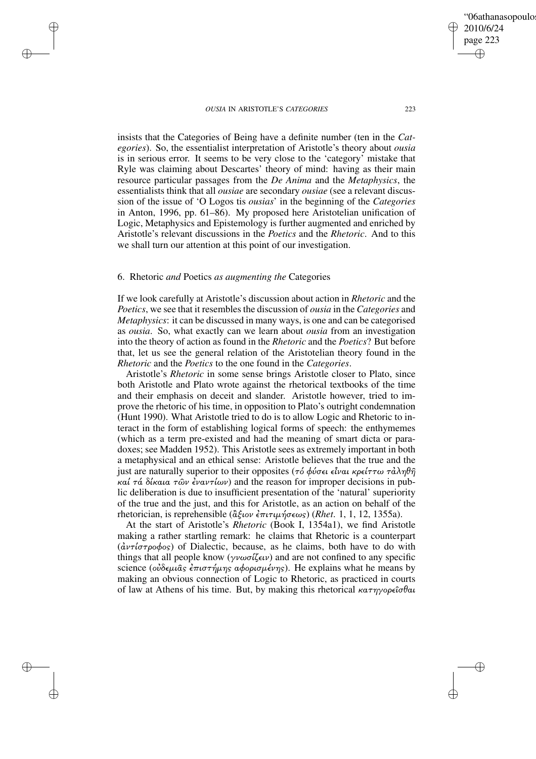insists that the Categories of Being have a definite number (ten in the *Categories*). So, the essentialist interpretation of Aristotle's theory about *ousia* is in serious error. It seems to be very close to the 'category' mistake that Ryle was claiming about Descartes' theory of mind: having as their main resource particular passages from the *De Anima* and the *Metaphysics*, the essentialists think that all *ousiae* are secondary *ousiae* (see a relevant discussion of the issue of 'O Logos tis *ousias*' in the beginning of the *Categories* in Anton, 1996, pp. 61–86). My proposed here Aristotelian unification of Logic, Metaphysics and Epistemology is further augmented and enriched by Aristotle's relevant discussions in the *Poetics* and the *Rhetoric*. And to this we shall turn our attention at this point of our investigation.

## 6. Rhetoric *and* Poetics *as augmenting the* Categories

If we look carefully at Aristotle's discussion about action in *Rhetoric* and the *Poetics*, we see that it resembles the discussion of *ousia* in the *Categories* and *Metaphysics*: it can be discussed in many ways, is one and can be categorised as *ousia*. So, what exactly can we learn about *ousia* from an investigation into the theory of action as found in the *Rhetoric* and the *Poetics*? But before that, let us see the general relation of the Aristotelian theory found in the *Rhetoric* and the *Poetics* to the one found in the *Categories*.

Aristotle's *Rhetoric* in some sense brings Aristotle closer to Plato, since both Aristotle and Plato wrote against the rhetorical textbooks of the time and their emphasis on deceit and slander. Aristotle however, tried to improve the rhetoric of his time, in opposition to Plato's outright condemnation (Hunt 1990). What Aristotle tried to do is to allow Logic and Rhetoric to interact in the form of establishing logical forms of speech: the enthymemes (which as a term pre-existed and had the meaning of smart dicta or paradoxes; see Madden 1952). This Aristotle sees as extremely important in both a metaphysical and an ethical sense: Aristotle believes that the true and the just are naturally superior to their opposites (τό φύσει εἶναι κρείττω τἀληθῆ καί τά δίκαια τῶν ἐναντίων) and the reason for improper decisions in public deliberation is due to insufficient presentation of the 'natural' superiority of the true and the just, and this for Aristotle, as an action on behalf of the rhetorician, is reprehensible (ἄξιον ἐπιτιμήσεως) (*Rhet*. 1, 1, 12, 1355a).

At the start of Aristotle's *Rhetoric* (Book I, 1354a1), we find Aristotle making a rather startling remark: he claims that Rhetoric is a counterpart (ἀντίστροφος) of Dialectic, because, as he claims, both have to do with things that all people know (γνωσίζειν) and are not confined to any specific science (οὐδεμιᾶς ἐπιστήμης αφορισμένης). He explains what he means by making an obvious connection of Logic to Rhetoric, as practiced in courts of law at Athens of his time. But, by making this rhetorical κατηγορεῖσθαι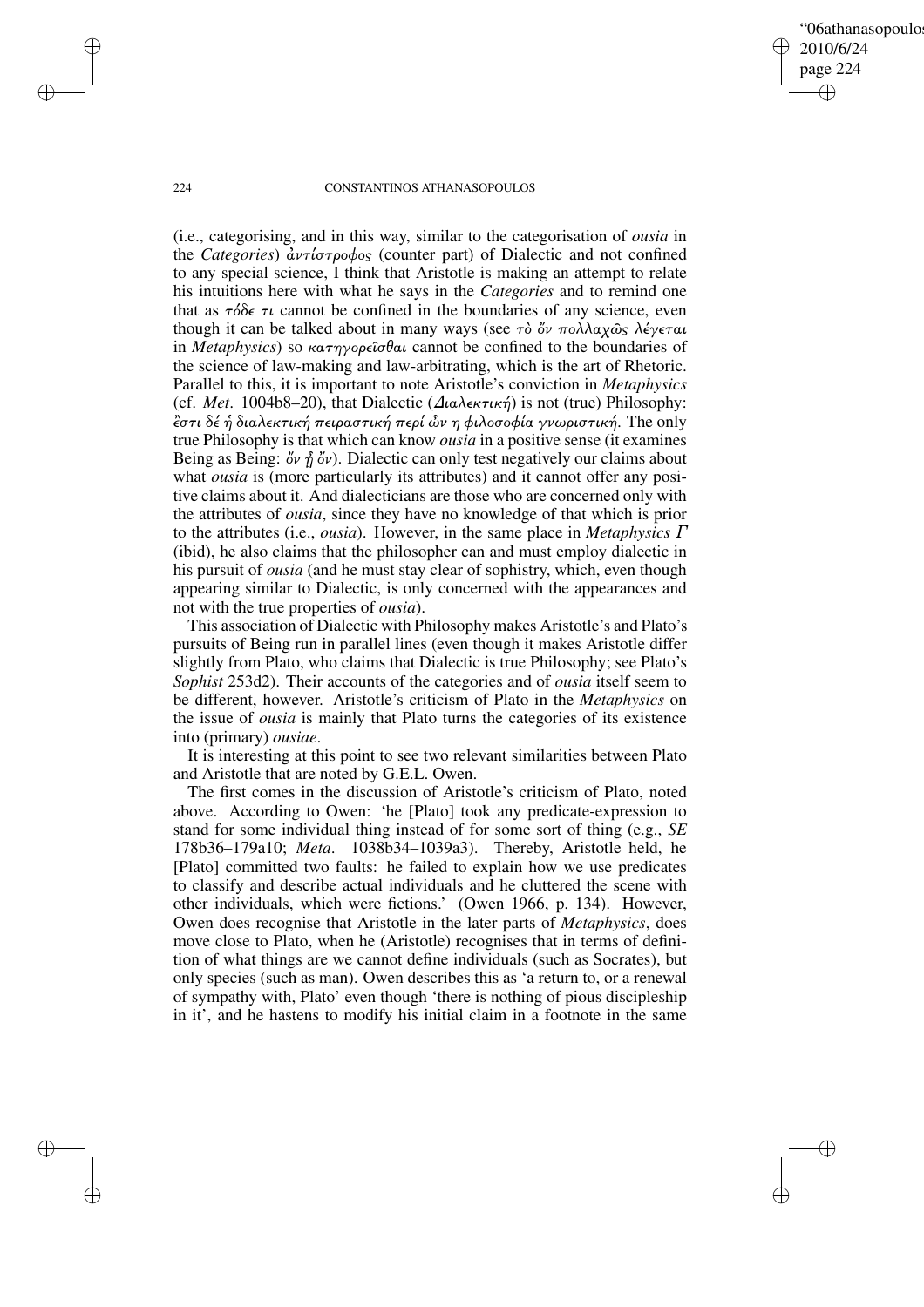(i.e., categorising, and in this way, similar to the categorisation of *ousia* in the *Categories*) ἀντίστροφος (counter part) of Dialectic and not confined to any special science, I think that Aristotle is making an attempt to relate his intuitions here with what he says in the *Categories* and to remind one that as τόδε τι cannot be confined in the boundaries of any science, even though it can be talked about in many ways (see τὸ ὄν πολλαχῶς λέγεται in *Metaphysics*) so κατηγορεῖσθαι cannot be confined to the boundaries of the science of law-making and law-arbitrating, which is the art of Rhetoric. Parallel to this, it is important to note Aristotle's conviction in *Metaphysics* (cf. *Met*. 1004b8–20), that Dialectic (Διαλεκτική) is not (true) Philosophy: ἔστι δέ ἡ διαλεκτική πειραστική περί ὧν η φιλοσοφία γνωριστική. The only true Philosophy is that which can know *ousia* in a positive sense (it examines Being as Being: ὄν ᾗ ὄν). Dialectic can only test negatively our claims about what *ousia* is (more particularly its attributes) and it cannot offer any positive claims about it. And dialecticians are those who are concerned only with the attributes of *ousia*, since they have no knowledge of that which is prior to the attributes (i.e., *ousia*). However, in the same place in *Metaphysics Γ* (ibid), he also claims that the philosopher can and must employ dialectic in his pursuit of *ousia* (and he must stay clear of sophistry, which, even though appearing similar to Dialectic, is only concerned with the appearances and not with the true properties of *ousia*).

This association of Dialectic with Philosophy makes Aristotle's and Plato's pursuits of Being run in parallel lines (even though it makes Aristotle differ slightly from Plato, who claims that Dialectic is true Philosophy; see Plato's *Sophist* 253d2). Their accounts of the categories and of *ousia* itself seem to be different, however. Aristotle's criticism of Plato in the *Metaphysics* on the issue of *ousia* is mainly that Plato turns the categories of its existence into (primary) *ousiae*.

It is interesting at this point to see two relevant similarities between Plato and Aristotle that are noted by G.E.L. Owen.

The first comes in the discussion of Aristotle's criticism of Plato, noted above. According to Owen: 'he [Plato] took any predicate-expression to stand for some individual thing instead of for some sort of thing (e.g., *SE* 178b36–179a10; *Meta*. 1038b34–1039a3). Thereby, Aristotle held, he [Plato] committed two faults: he failed to explain how we use predicates to classify and describe actual individuals and he cluttered the scene with other individuals, which were fictions.' (Owen 1966, p. 134). However, Owen does recognise that Aristotle in the later parts of *Metaphysics*, does move close to Plato, when he (Aristotle) recognises that in terms of definition of what things are we cannot define individuals (such as Socrates), but only species (such as man). Owen describes this as 'a return to, or a renewal of sympathy with, Plato' even though 'there is nothing of pious discipleship in it', and he hastens to modify his initial claim in a footnote in the same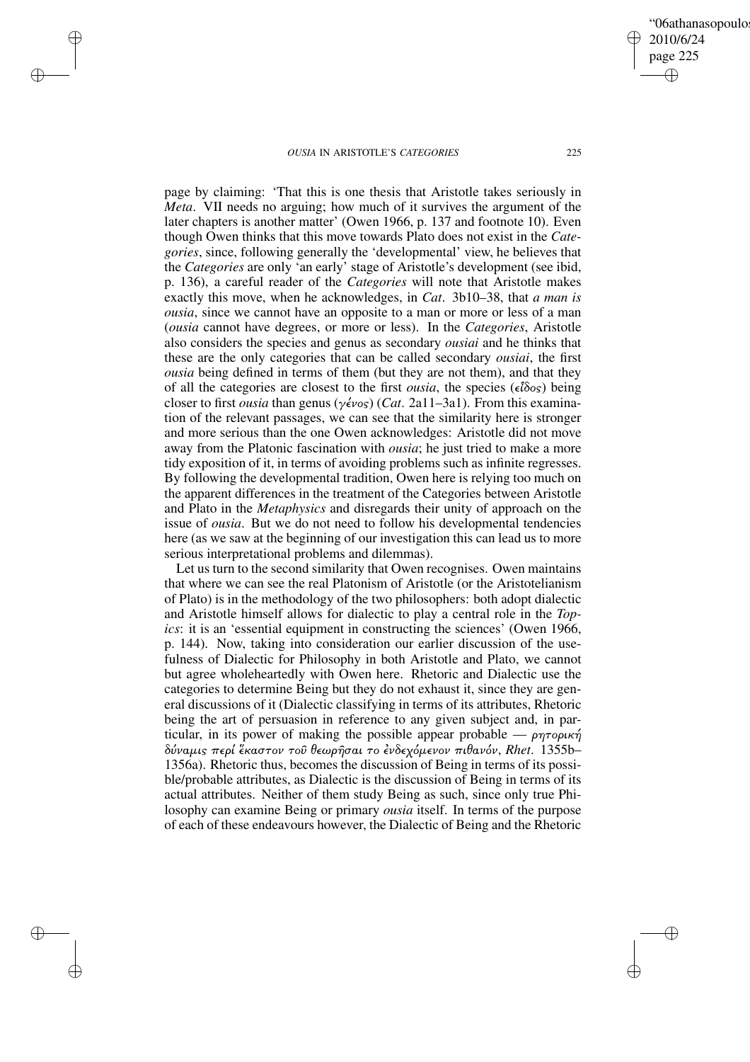page by claiming: 'That this is one thesis that Aristotle takes seriously in *Meta*. VII needs no arguing; how much of it survives the argument of the later chapters is another matter' (Owen 1966, p. 137 and footnote 10). Even though Owen thinks that this move towards Plato does not exist in the *Categories*, since, following generally the 'developmental' view, he believes that the *Categories* are only 'an early' stage of Aristotle's development (see ibid, p. 136), a careful reader of the *Categories* will note that Aristotle makes exactly this move, when he acknowledges, in *Cat*. 3b10–38, that *a man is ousia*, since we cannot have an opposite to a man or more or less of a man (*ousia* cannot have degrees, or more or less). In the *Categories*, Aristotle also considers the species and genus as secondary *ousiai* and he thinks that these are the only categories that can be called secondary *ousiai*, the first *ousia* being defined in terms of them (but they are not them), and that they of all the categories are closest to the first *ousia*, the species (εἶδος) being closer to first *ousia* than genus (γένος) (*Cat*. 2a11–3a1). From this examination of the relevant passages, we can see that the similarity here is stronger and more serious than the one Owen acknowledges: Aristotle did not move away from the Platonic fascination with *ousia*; he just tried to make a more tidy exposition of it, in terms of avoiding problems such as infinite regresses. By following the developmental tradition, Owen here is relying too much on the apparent differences in the treatment of the Categories between Aristotle and Plato in the *Metaphysics* and disregards their unity of approach on the issue of *ousia*. But we do not need to follow his developmental tendencies here (as we saw at the beginning of our investigation this can lead us to more serious interpretational problems and dilemmas).

Let us turn to the second similarity that Owen recognises. Owen maintains that where we can see the real Platonism of Aristotle (or the Aristotelianism of Plato) is in the methodology of the two philosophers: both adopt dialectic and Aristotle himself allows for dialectic to play a central role in the *Topics*: it is an 'essential equipment in constructing the sciences' (Owen 1966, p. 144). Now, taking into consideration our earlier discussion of the usefulness of Dialectic for Philosophy in both Aristotle and Plato, we cannot but agree wholeheartedly with Owen here. Rhetoric and Dialectic use the categories to determine Being but they do not exhaust it, since they are general discussions of it (Dialectic classifying in terms of its attributes, Rhetoric being the art of persuasion in reference to any given subject and, in particular, in its power of making the possible appear probable — ρητορική δύναμις περί ἕκαστον τοῦ θεωρῆσαι το ἐνδεχόμενον πιθανόν, *Rhet*. 1355b–1356a). Rhetoric thus, becomes the discussion of Being in terms of its possible/probable attributes, as Dialectic is the discussion of Being in terms of its actual attributes. Neither of them study Being as such, since only true Philosophy can examine Being or primary *ousia* itself. In terms of the purpose of each of these endeavours however, the Dialectic of Being and the Rhetoric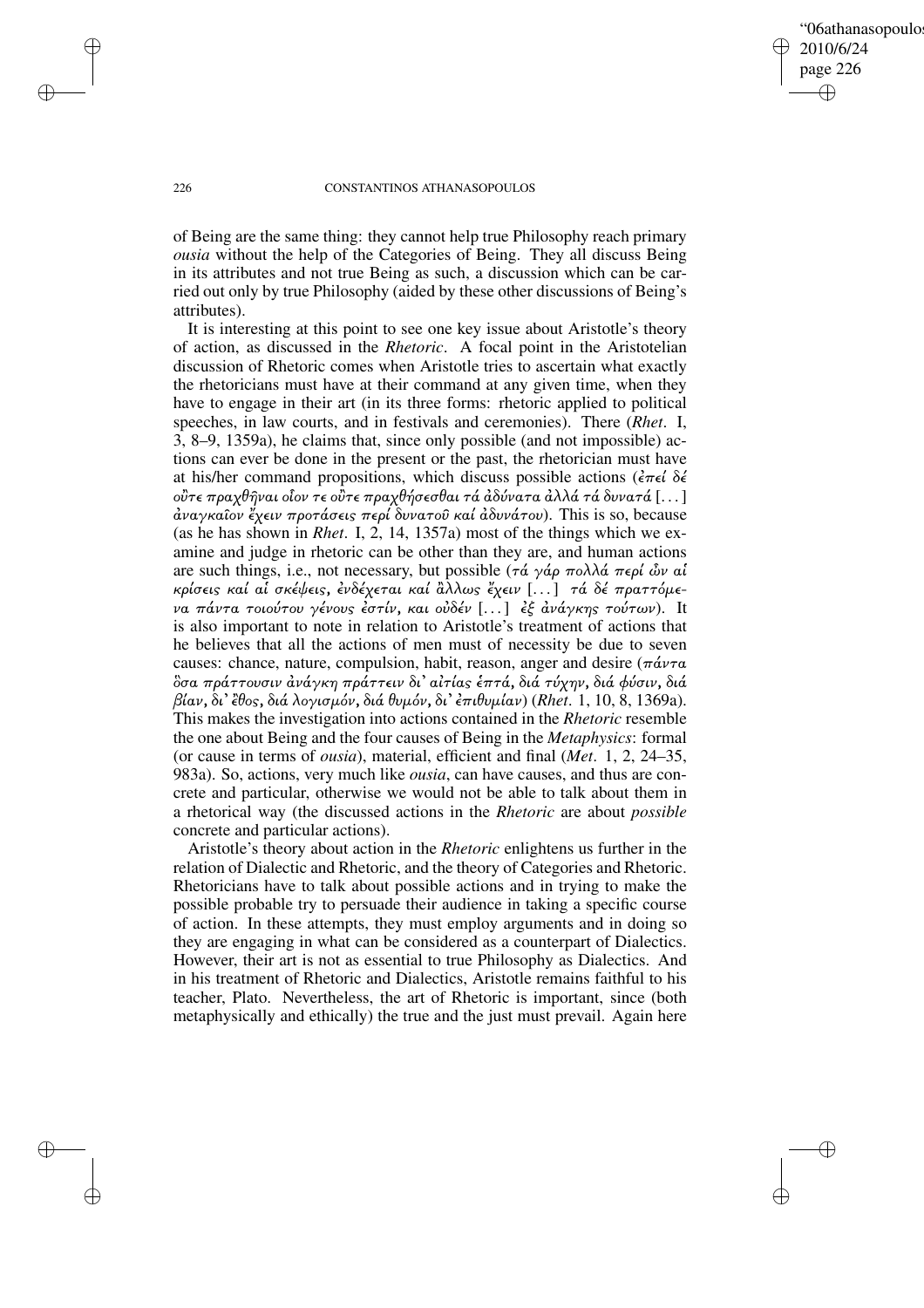of Being are the same thing: they cannot help true Philosophy reach primary *ousia* without the help of the Categories of Being. They all discuss Being in its attributes and not true Being as such, a discussion which can be carried out only by true Philosophy (aided by these other discussions of Being's attributes).

It is interesting at this point to see one key issue about Aristotle's theory of action, as discussed in the *Rhetoric*. A focal point in the Aristotelian discussion of Rhetoric comes when Aristotle tries to ascertain what exactly the rhetoricians must have at their command at any given time, when they have to engage in their art (in its three forms: rhetoric applied to political speeches, in law courts, and in festivals and ceremonies). There (*Rhet*. I, 3, 8–9, 1359a), he claims that, since only possible (and not impossible) actions can ever be done in the present or the past, the rhetorician must have at his/her command propositions, which discuss possible actions (ἐπεί δέ οὔτε πραχθῆναι οἷόν τε οὔτε πραχθήσεσθαι τά ἀδύνατα ἀλλά τά δυνατά [...] ἀναγκαῖον ἔχειν προτάσεις περί δυνατοῦ καί ἀδυνάτου). This is so, because (as he has shown in *Rhet*. I, 2, 14, 1357a) most of the things which we examine and judge in rhetoric can be other than they are, and human actions are such things, i.e., not necessary, but possible (τά γάρ πολλά περί ὧν αἱ κρίσεις καί αἱ σκέψεις, ἐνδέχεται καί ἄλλως ἔχειν [...] τά δέ πραττόμενα πάντα τοιούτου γένους ἐστίν, και οὐδέν [...] ἐξ ἀνάγκης τούτων). It is also important to note in relation to Aristotle's treatment of actions that he believes that all the actions of men must of necessity be due to seven causes: chance, nature, compulsion, habit, reason, anger and desire (πάντα ὅσα πράττουσιν ἀνάγκη πράττειν δι' αἰτίας ἑπτά, διά τύχην, διά φύσιν, διά βίαν, δι' ἔθος, διά λογισμόν, διά θυμόν, δι' ἐπιθυμίαν) (*Rhet*. 1, 10, 8, 1369a). This makes the investigation into actions contained in the *Rhetoric* resemble the one about Being and the four causes of Being in the *Metaphysics*: formal (or cause in terms of *ousia*), material, efficient and final (*Met*. 1, 2, 24–35, 983a). So, actions, very much like *ousia*, can have causes, and thus are concrete and particular, otherwise we would not be able to talk about them in a rhetorical way (the discussed actions in the *Rhetoric* are about *possible* concrete and particular actions).

Aristotle's theory about action in the *Rhetoric* enlightens us further in the relation of Dialectic and Rhetoric, and the theory of Categories and Rhetoric. Rhetoricians have to talk about possible actions and in trying to make the possible probable try to persuade their audience in taking a specific course of action. In these attempts, they must employ arguments and in doing so they are engaging in what can be considered as a counterpart of Dialectics. However, their art is not as essential to true Philosophy as Dialectics. And in his treatment of Rhetoric and Dialectics, Aristotle remains faithful to his teacher, Plato. Nevertheless, the art of Rhetoric is important, since (both metaphysically and ethically) the true and the just must prevail. Again here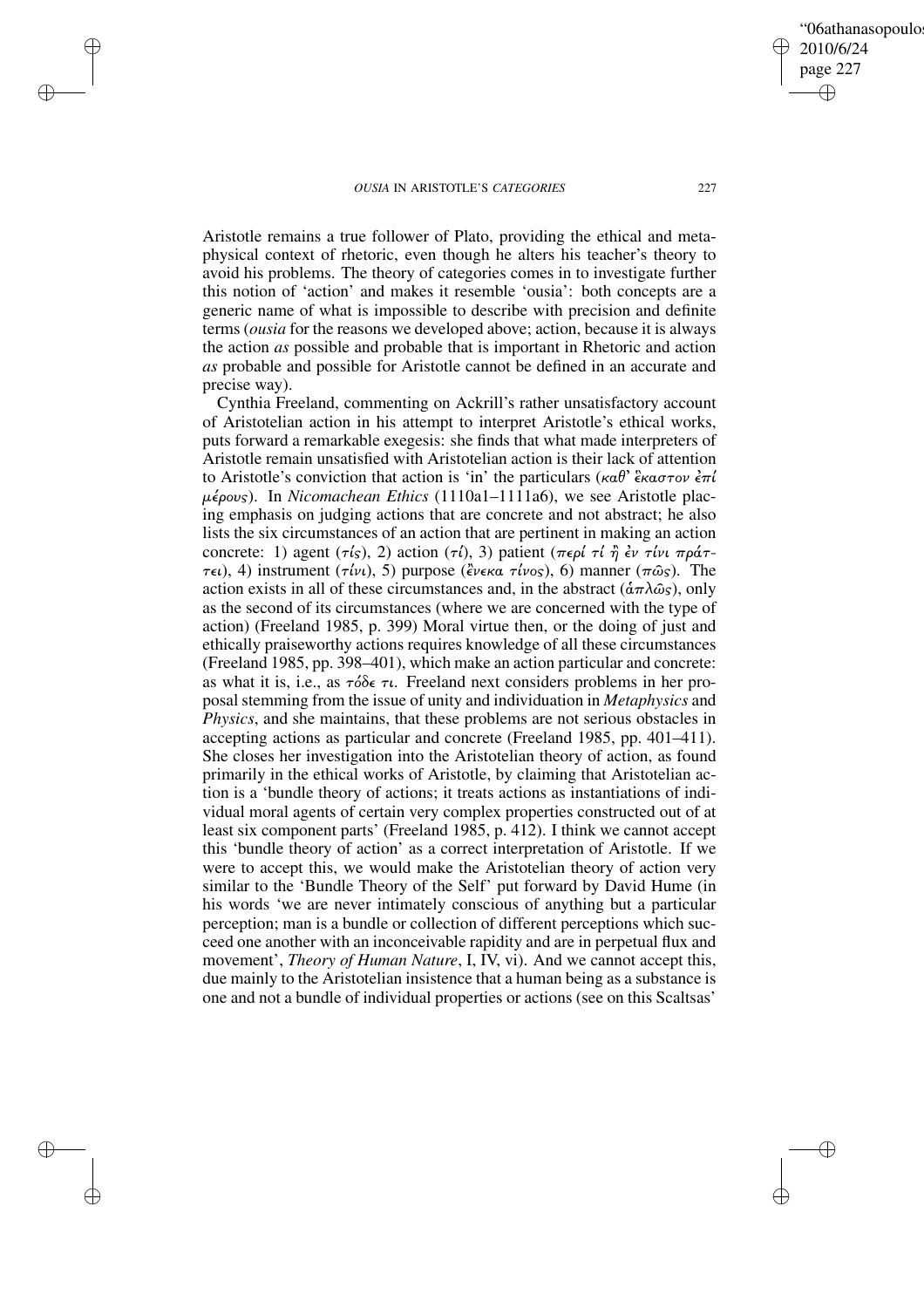Aristotle remains a true follower of Plato, providing the ethical and metaphysical context of rhetoric, even though he alters his teacher's theory to avoid his problems. The theory of categories comes in to investigate further this notion of 'action' and makes it resemble 'ousia': both concepts are a generic name of what is impossible to describe with precision and definite terms (*ousia* for the reasons we developed above; action, because it is always the action *as* possible and probable that is important in Rhetoric and action *as* probable and possible for Aristotle cannot be defined in an accurate and precise way).

Cynthia Freeland, commenting on Ackrill's rather unsatisfactory account of Aristotelian action in his attempt to interpret Aristotle's ethical works, puts forward a remarkable exegesis: she finds that what made interpreters of Aristotle remain unsatisfied with Aristotelian action is their lack of attention to Aristotle's conviction that action is 'in' the particulars (*καθ' ἕκαστον ἐπί μέρους*). In *Nicomachean Ethics* (1110a1–1111a6), we see Aristotle placing emphasis on judging actions that are concrete and not abstract; he also lists the six circumstances of an action that are pertinent in making an action concrete: 1) agent (*τίς*), 2) action (*τί*), 3) patient (*περί τί ἢ ἐν τίνι πράττει*), 4) instrument (*τίνι*), 5) purpose (*ἕνεκα τίνος*), 6) manner (*πῶς*). The action exists in all of these circumstances and, in the abstract (*ἁπλῶς*), only as the second of its circumstances (where we are concerned with the type of action) (Freeland 1985, p. 399) Moral virtue then, or the doing of just and ethically praiseworthy actions requires knowledge of all these circumstances (Freeland 1985, pp. 398–401), which make an action particular and concrete: as what it is, i.e., as *τόδε τι*. Freeland next considers problems in her proposal stemming from the issue of unity and individuation in *Metaphysics* and *Physics*, and she maintains, that these problems are not serious obstacles in accepting actions as particular and concrete (Freeland 1985, pp. 401–411). She closes her investigation into the Aristotelian theory of action, as found primarily in the ethical works of Aristotle, by claiming that Aristotelian action is a 'bundle theory of actions; it treats actions as instantiations of individual moral agents of certain very complex properties constructed out of at least six component parts' (Freeland 1985, p. 412). I think we cannot accept this 'bundle theory of action' as a correct interpretation of Aristotle. If we were to accept this, we would make the Aristotelian theory of action very similar to the 'Bundle Theory of the Self' put forward by David Hume (in his words 'we are never intimately conscious of anything but a particular perception; man is a bundle or collection of different perceptions which succeed one another with an inconceivable rapidity and are in perpetual flux and movement', *Theory of Human Nature*, I, IV, vi). And we cannot accept this, due mainly to the Aristotelian insistence that a human being as a substance is one and not a bundle of individual properties or actions (see on this Scaltsas'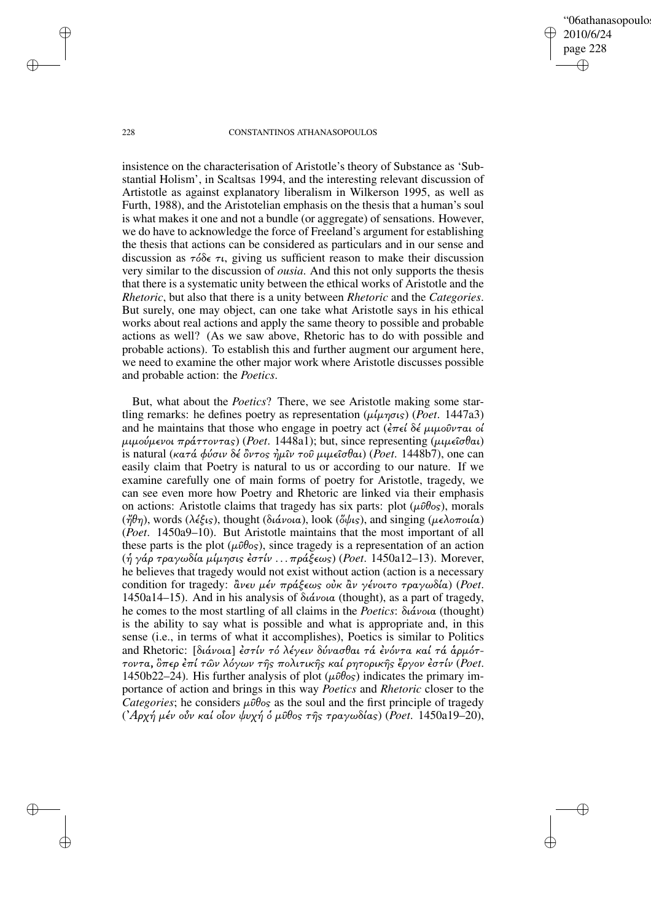insistence on the characterisation of Aristotle's theory of Substance as 'Substantial Holism', in Scaltsas 1994, and the interesting relevant discussion of Artistotle as against explanatory liberalism in Wilkerson 1995, as well as Furth, 1988), and the Aristotelian emphasis on the thesis that a human's soul is what makes it one and not a bundle (or aggregate) of sensations. However, we do have to acknowledge the force of Freeland's argument for establishing the thesis that actions can be considered as particulars and in our sense and discussion as τόδε τι, giving us sufficient reason to make their discussion very similar to the discussion of *ousia*. And this not only supports the thesis that there is a systematic unity between the ethical works of Aristotle and the *Rhetoric*, but also that there is a unity between *Rhetoric* and the *Categories*. But surely, one may object, can one take what Aristotle says in his ethical works about real actions and apply the same theory to possible and probable actions as well? (As we saw above, Rhetoric has to do with possible and probable actions). To establish this and further augment our argument here, we need to examine the other major work where Aristotle discusses possible and probable action: the *Poetics*.

But, what about the *Poetics*? There, we see Aristotle making some startling remarks: he defines poetry as representation (μίμησις) (*Poet*. 1447a3) and he maintains that those who engage in poetry act (ἐπεί δέ μιμοῦνται οἱ μιμούμενοι πράττοντας) (*Poet*. 1448a1); but, since representing (μιμεῖσθαι) is natural (κατά φύσιν δέ ὄντος ἡμῖν τοῦ μιμεῖσθαι) (*Poet*. 1448b7), one can easily claim that Poetry is natural to us or according to our nature. If we examine carefully one of main forms of poetry for Aristotle, tragedy, we can see even more how Poetry and Rhetoric are linked via their emphasis on actions: Aristotle claims that tragedy has six parts: plot (μῦθος), morals (ἤθη), words (λέξις), thought (διάνοια), look (ὄψις), and singing (μελοποιία) (*Poet*. 1450a9–10). But Aristotle maintains that the most important of all these parts is the plot (μῦθος), since tragedy is a representation of an action (ἡ γάρ τραγωδία μίμησις ἐστίν ... πράξεως) (*Poet*. 1450a12–13). Morever, he believes that tragedy would not exist without action (action is a necessary condition for tragedy: ἄνευ μέν πράξεως οὐκ ἂν γένοιτο τραγωδία) (*Poet*. 1450a14–15). And in his analysis of διάνοια (thought), as a part of tragedy, he comes to the most startling of all claims in the *Poetics*: διάνοια (thought) is the ability to say what is possible and what is appropriate and, in this sense (i.e., in terms of what it accomplishes), Poetics is similar to Politics and Rhetoric: [διάνοια] ἐστίν τό λέγειν δύνασθαι τά ἐνόντα καί τά ἁρμόττοντα, ὅπερ ἐπί τῶν λόγων τῆς πολιτικῆς καί ρητορικῆς ἔργον ἐστίν (*Poet*. 1450b22–24). His further analysis of plot (μῦθος) indicates the primary importance of action and brings in this way *Poetics* and *Rhetoric* closer to the *Categories*; he considers μῦθος as the soul and the first principle of tragedy (Ἀρχή μέν οὖν καί οἷον ψυχή ὁ μῦθος τῆς τραγωδίας) (*Poet*. 1450a19–20),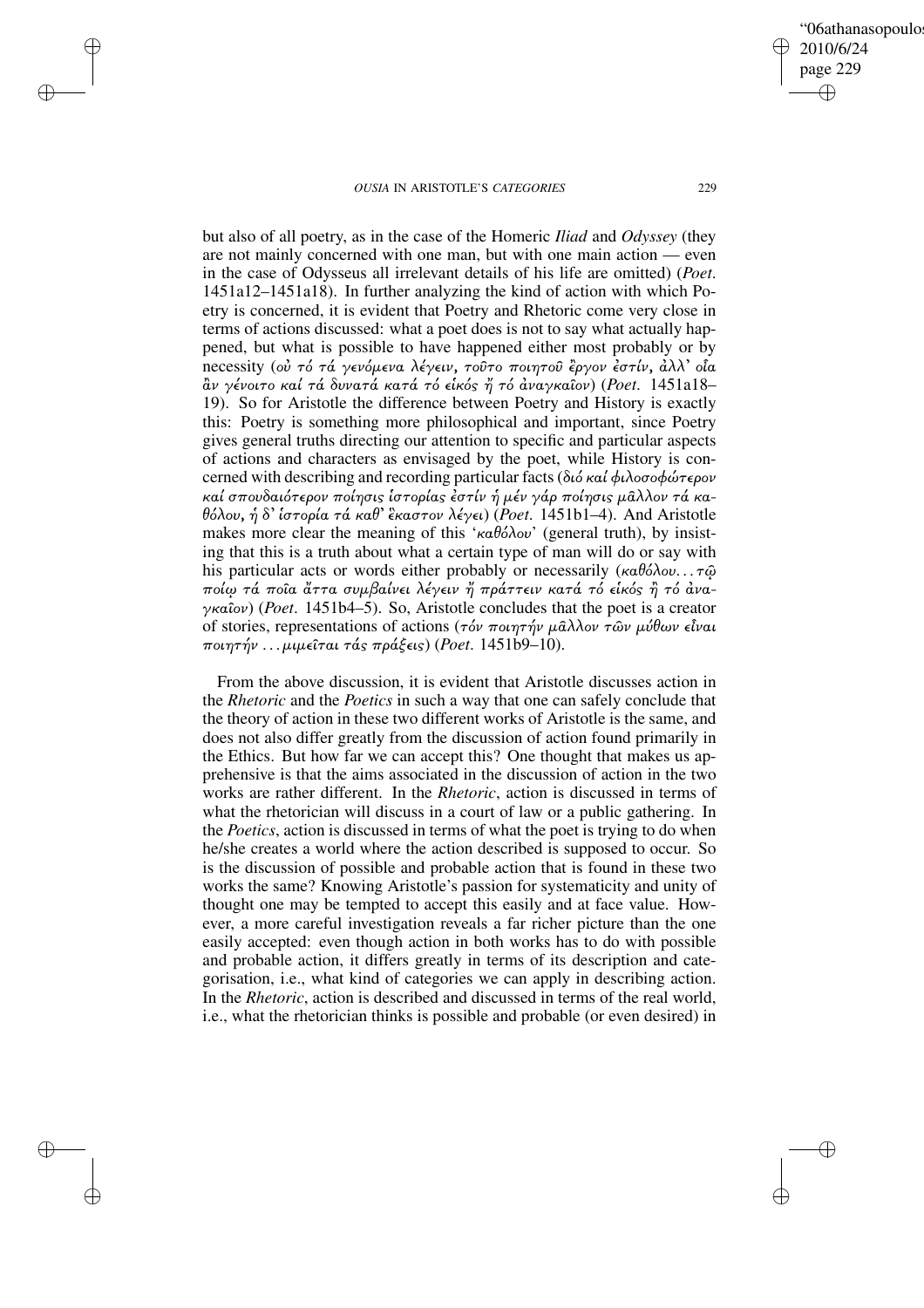but also of all poetry, as in the case of the Homeric *Iliad* and *Odyssey* (they are not mainly concerned with one man, but with one main action — even in the case of Odysseus all irrelevant details of his life are omitted) (*Poet.* 1451a12–1451a18). In further analyzing the kind of action with which Poetry is concerned, it is evident that Poetry and Rhetoric come very close in terms of actions discussed: what a poet does is not to say what actually happened, but what is possible to have happened either most probably or by necessity (*οὐ τό τά γενόμενα λέγειν, τοῦτο ποιητοῦ ἔργον ἐστίν, ἀλλ' οἷα ἂν γένοιτο καί τά δυνατά κατά τό εἰκός ἢ τό ἀναγκαῖον*) (*Poet.* 1451a18–19). So for Aristotle the difference between Poetry and History is exactly this: Poetry is something more philosophical and important, since Poetry gives general truths directing our attention to specific and particular aspects of actions and characters as envisaged by the poet, while History is concerned with describing and recording particular facts (*διό καί φιλοσοφώτερον καί σπουδαιότερον ποίησις ἱστορίας ἐστίν ἡ μέν γάρ ποίησις μᾶλλον τά καθόλου, ἡ δ' ἱστορία τά καθ' ἕκαστον λέγει*) (*Poet.* 1451b1–4). And Aristotle makes more clear the meaning of this '*καθόλου*' (general truth), by insisting that this is a truth about what a certain type of man will do or say with his particular acts or words either probably or necessarily (*καθόλου*...*τῷ ποίῳ τά ποῖα ἄττα συμβαίνει λέγειν ἢ πράττειν κατά τό εἰκός ἢ τό ἀναγκαῖον*) (*Poet.* 1451b4–5). So, Aristotle concludes that the poet is a creator of stories, representations of actions (*τόν ποιητήν μᾶλλον τῶν μύθων εἶναι ποιητήν* ...*μιμεῖται τάς πράξεις*) (*Poet.* 1451b9–10).

From the above discussion, it is evident that Aristotle discusses action in the *Rhetoric* and the *Poetics* in such a way that one can safely conclude that the theory of action in these two different works of Aristotle is the same, and does not also differ greatly from the discussion of action found primarily in the Ethics. But how far we can accept this? One thought that makes us apprehensive is that the aims associated in the discussion of action in the two works are rather different. In the *Rhetoric*, action is discussed in terms of what the rhetorician will discuss in a court of law or a public gathering. In the *Poetics*, action is discussed in terms of what the poet is trying to do when he/she creates a world where the action described is supposed to occur. So is the discussion of possible and probable action that is found in these two works the same? Knowing Aristotle's passion for systematicity and unity of thought one may be tempted to accept this easily and at face value. However, a more careful investigation reveals a far richer picture than the one easily accepted: even though action in both works has to do with possible and probable action, it differs greatly in terms of its description and categorisation, i.e., what kind of categories we can apply in describing action. In the *Rhetoric*, action is described and discussed in terms of the real world, i.e., what the rhetorician thinks is possible and probable (or even desired) in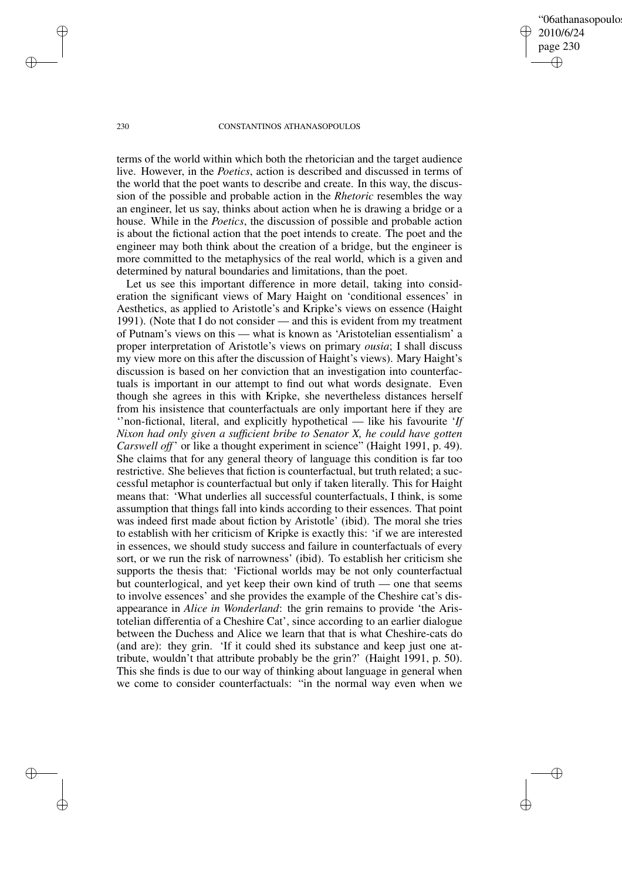terms of the world within which both the rhetorician and the target audience live. However, in the *Poetics*, action is described and discussed in terms of the world that the poet wants to describe and create. In this way, the discussion of the possible and probable action in the *Rhetoric* resembles the way an engineer, let us say, thinks about action when he is drawing a bridge or a house. While in the *Poetics*, the discussion of possible and probable action is about the fictional action that the poet intends to create. The poet and the engineer may both think about the creation of a bridge, but the engineer is more committed to the metaphysics of the real world, which is a given and determined by natural boundaries and limitations, than the poet.

Let us see this important difference in more detail, taking into consideration the significant views of Mary Haight on 'conditional essences' in Aesthetics, as applied to Aristotle's and Kripke's views on essence (Haight 1991). (Note that I do not consider — and this is evident from my treatment of Putnam's views on this — what is known as 'Aristotelian essentialism' a proper interpretation of Aristotle's views on primary *ousia*; I shall discuss my view more on this after the discussion of Haight's views). Mary Haight's discussion is based on her conviction that an investigation into counterfactuals is important in our attempt to find out what words designate. Even though she agrees in this with Kripke, she nevertheless distances herself from his insistence that counterfactuals are only important here if they are ''non-fictional, literal, and explicitly hypothetical — like his favourite '*If Nixon had only given a sufficient bribe to Senator X, he could have gotten Carswell off*' or like a thought experiment in science" (Haight 1991, p. 49). She claims that for any general theory of language this condition is far too restrictive. She believes that fiction is counterfactual, but truth related; a successful metaphor is counterfactual but only if taken literally. This for Haight means that: 'What underlies all successful counterfactuals, I think, is some assumption that things fall into kinds according to their essences. That point was indeed first made about fiction by Aristotle' (ibid). The moral she tries to establish with her criticism of Kripke is exactly this: 'if we are interested in essences, we should study success and failure in counterfactuals of every sort, or we run the risk of narrowness' (ibid). To establish her criticism she supports the thesis that: 'Fictional worlds may be not only counterfactual but counterlogical, and yet keep their own kind of truth — one that seems to involve essences' and she provides the example of the Cheshire cat's disappearance in *Alice in Wonderland*: the grin remains to provide 'the Aristotelian differentia of a Cheshire Cat', since according to an earlier dialogue between the Duchess and Alice we learn that that is what Cheshire-cats do (and are): they grin. 'If it could shed its substance and keep just one attribute, wouldn't that attribute probably be the grin?' (Haight 1991, p. 50). This she finds is due to our way of thinking about language in general when we come to consider counterfactuals: "in the normal way even when we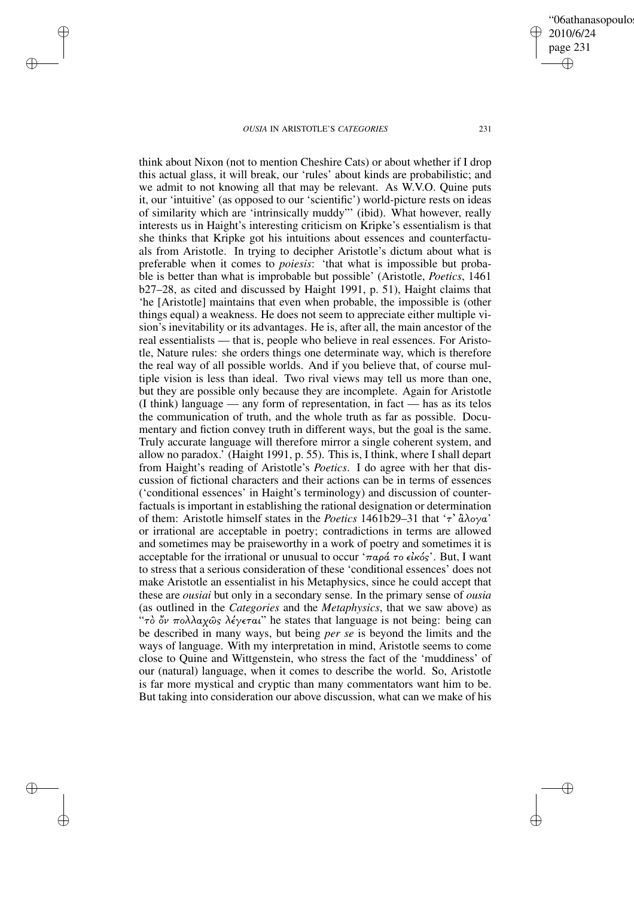think about Nixon (not to mention Cheshire Cats) or about whether if I drop this actual glass, it will break, our 'rules' about kinds are probabilistic; and we admit to not knowing all that may be relevant. As W.V.O. Quine puts it, our 'intuitive' (as opposed to our 'scientific') world-picture rests on ideas of similarity which are 'intrinsically muddy'" (ibid). What however, really interests us in Haight's interesting criticism on Kripke's essentialism is that she thinks that Kripke got his intuitions about essences and counterfactuals from Aristotle. In trying to decipher Aristotle's dictum about what is preferable when it comes to *poiesis*: 'that what is impossible but probable is better than what is improbable but possible' (Aristotle, *Poetics*, 1461 b27–28, as cited and discussed by Haight 1991, p. 51), Haight claims that 'he [Aristotle] maintains that even when probable, the impossible is (other things equal) a weakness. He does not seem to appreciate either multiple vision's inevitability or its advantages. He is, after all, the main ancestor of the real essentialists — that is, people who believe in real essences. For Aristotle, Nature rules: she orders things one determinate way, which is therefore the real way of all possible worlds. And if you believe that, of course multiple vision is less than ideal. Two rival views may tell us more than one, but they are possible only because they are incomplete. Again for Aristotle (I think) language — any form of representation, in fact — has as its telos the communication of truth, and the whole truth as far as possible. Documentary and fiction convey truth in different ways, but the goal is the same. Truly accurate language will therefore mirror a single coherent system, and allow no paradox.' (Haight 1991, p. 55). This is, I think, where I shall depart from Haight's reading of Aristotle's *Poetics*. I do agree with her that discussion of fictional characters and their actions can be in terms of essences ('conditional essences' in Haight's terminology) and discussion of counterfactuals is important in establishing the rational designation or determination of them: Aristotle himself states in the *Poetics* 1461b29–31 that 'τ' ἄλογα' or irrational are acceptable in poetry; contradictions in terms are allowed and sometimes may be praiseworthy in a work of poetry and sometimes it is acceptable for the irrational or unusual to occur 'παρά το εἰκός'. But, I want to stress that a serious consideration of these 'conditional essences' does not make Aristotle an essentialist in his Metaphysics, since he could accept that these are *ousiai* but only in a secondary sense. In the primary sense of *ousia* (as outlined in the *Categories* and the *Metaphysics*, that we saw above) as "τὸ ὄν πολλαχῶς λέγεται" he states that language is not being: being can be described in many ways, but being *per se* is beyond the limits and the ways of language. With my interpretation in mind, Aristotle seems to come close to Quine and Wittgenstein, who stress the fact of the 'muddiness' of our (natural) language, when it comes to describe the world. So, Aristotle is far more mystical and cryptic than many commentators want him to be. But taking into consideration our above discussion, what can we make of his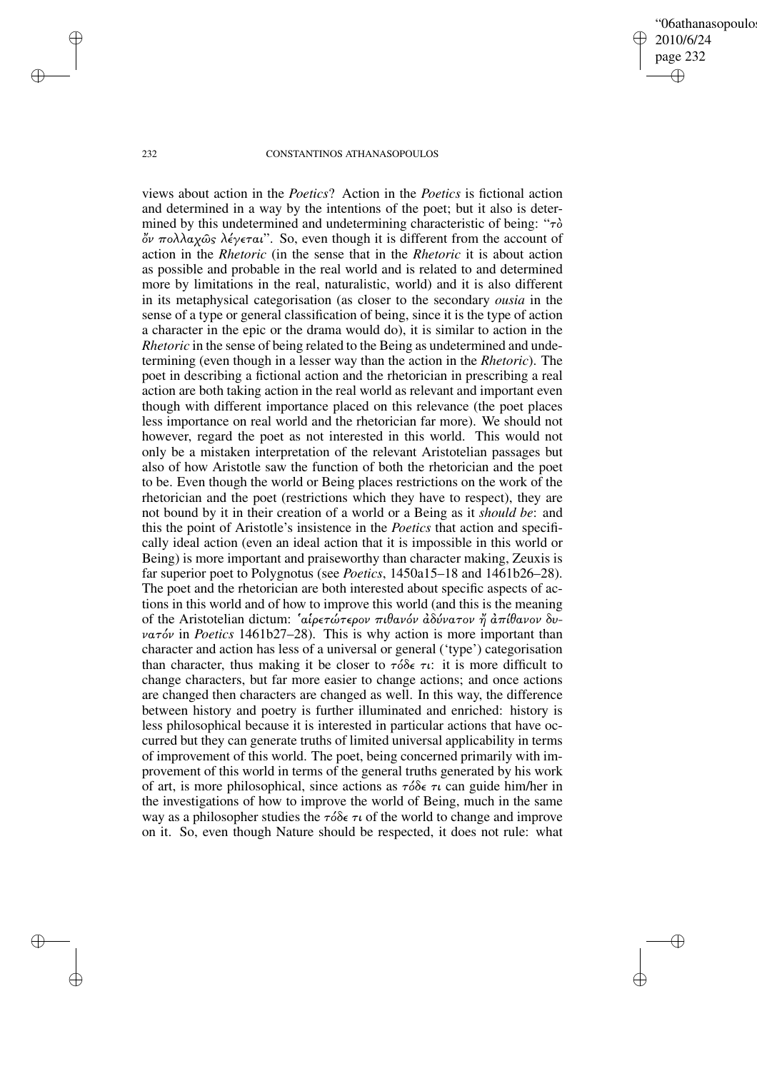views about action in the *Poetics*? Action in the *Poetics* is fictional action and determined in a way by the intentions of the poet; but it also is determined by this undetermined and undetermining characteristic of being: "τὸ ὂν πολλαχῶς λέγεται". So, even though it is different from the account of action in the *Rhetoric* (in the sense that in the *Rhetoric* it is about action as possible and probable in the real world and is related to and determined more by limitations in the real, naturalistic, world) and it is also different in its metaphysical categorisation (as closer to the secondary *ousia* in the sense of a type or general classification of being, since it is the type of action a character in the epic or the drama would do), it is similar to action in the *Rhetoric* in the sense of being related to the Being as undetermined and undetermining (even though in a lesser way than the action in the *Rhetoric*). The poet in describing a fictional action and the rhetorician in prescribing a real action are both taking action in the real world as relevant and important even though with different importance placed on this relevance (the poet places less importance on real world and the rhetorician far more). We should not however, regard the poet as not interested in this world. This would not only be a mistaken interpretation of the relevant Aristotelian passages but also of how Aristotle saw the function of both the rhetorician and the poet to be. Even though the world or Being places restrictions on the work of the rhetorician and the poet (restrictions which they have to respect), they are not bound by it in their creation of a world or a Being as it *should be*: and this the point of Aristotle's insistence in the *Poetics* that action and specifically ideal action (even an ideal action that it is impossible in this world or Being) is more important and praiseworthy than character making, Zeuxis is far superior poet to Polygnotus (see *Poetics*, 1450a15–18 and 1461b26–28). The poet and the rhetorician are both interested about specific aspects of actions in this world and of how to improve this world (and this is the meaning of the Aristotelian dictum: 'αἱρετώτερον πιθανόν ἀδύνατον ἤ ἀπίθανον δυνατόν in *Poetics* 1461b27–28). This is why action is more important than character and action has less of a universal or general ('type') categorisation than character, thus making it be closer to τόδε τι: it is more difficult to change characters, but far more easier to change actions; and once actions are changed then characters are changed as well. In this way, the difference between history and poetry is further illuminated and enriched: history is less philosophical because it is interested in particular actions that have occurred but they can generate truths of limited universal applicability in terms of improvement of this world. The poet, being concerned primarily with improvement of this world in terms of the general truths generated by his work of art, is more philosophical, since actions as τόδε τι can guide him/her in the investigations of how to improve the world of Being, much in the same way as a philosopher studies the τόδε τι of the world to change and improve on it. So, even though Nature should be respected, it does not rule: what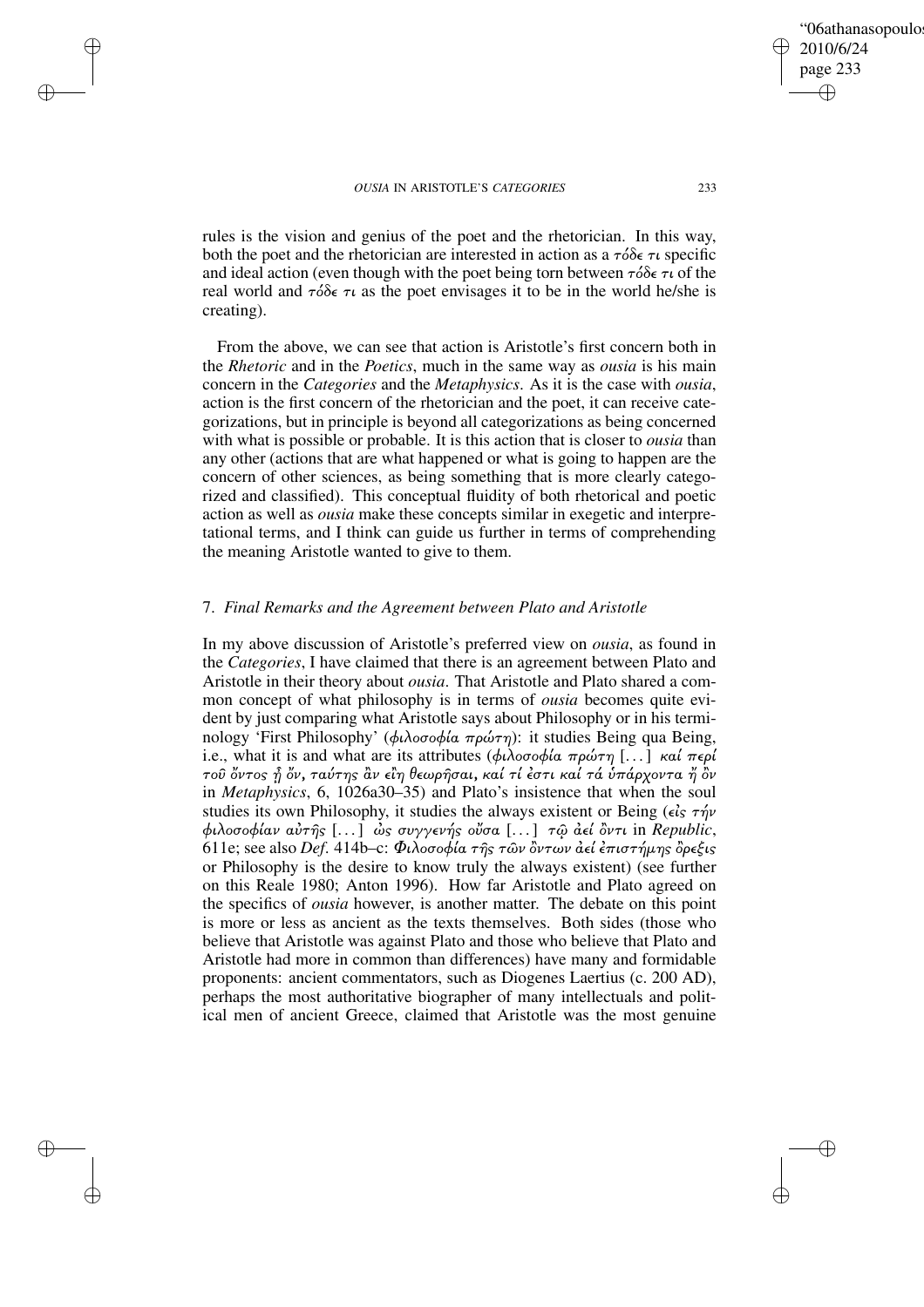rules is the vision and genius of the poet and the rhetorician. In this way, both the poet and the rhetorician are interested in action as a τόδε τι specific and ideal action (even though with the poet being torn between τόδε τι of the real world and τόδε τι as the poet envisages it to be in the world he/she is creating).

From the above, we can see that action is Aristotle's first concern both in the *Rhetoric* and in the *Poetics*, much in the same way as *ousia* is his main concern in the *Categories* and the *Metaphysics*. As it is the case with *ousia*, action is the first concern of the rhetorician and the poet, it can receive categorizations, but in principle is beyond all categorizations as being concerned with what is possible or probable. It is this action that is closer to *ousia* than any other (actions that are what happened or what is going to happen are the concern of other sciences, as being something that is more clearly categorized and classified). This conceptual fluidity of both rhetorical and poetic action as well as *ousia* make these concepts similar in exegetic and interpretational terms, and I think can guide us further in terms of comprehending the meaning Aristotle wanted to give to them.

## 7. *Final Remarks and the Agreement between Plato and Aristotle*

In my above discussion of Aristotle's preferred view on *ousia*, as found in the *Categories*, I have claimed that there is an agreement between Plato and Aristotle in their theory about *ousia*. That Aristotle and Plato shared a common concept of what philosophy is in terms of *ousia* becomes quite evident by just comparing what Aristotle says about Philosophy or in his terminology 'First Philosophy' (φιλοσοφία πρώτη): it studies Being qua Being, i.e., what it is and what are its attributes (φιλοσοφία πρώτη [...] καί περί τοῦ ὄντος ᾗ ὄν, ταύτης ἂν εἴη θεωρῆσαι, καί τί ἐστι καί τά ὑπάρχοντα ᾗ ὂν in *Metaphysics*, 6, 1026a30–35) and Plato's insistence that when the soul studies its own Philosophy, it studies the always existent or Being (εἰς τήν φιλοσοφίαν αὐτῆς [...] ὡς συγγενής οὖσα [...] τῷ ἀεί ὄντι in *Republic*, 611e; see also *Def*. 414b–c: Φιλοσοφία τῆς τῶν ὄντων ἀεί ἐπιστήμης ὄρεξις or Philosophy is the desire to know truly the always existent) (see further on this Reale 1980; Anton 1996). How far Aristotle and Plato agreed on the specifics of *ousia* however, is another matter. The debate on this point is more or less as ancient as the texts themselves. Both sides (those who believe that Aristotle was against Plato and those who believe that Plato and Aristotle had more in common than differences) have many and formidable proponents: ancient commentators, such as Diogenes Laertius (c. 200 AD), perhaps the most authoritative biographer of many intellectuals and political men of ancient Greece, claimed that Aristotle was the most genuine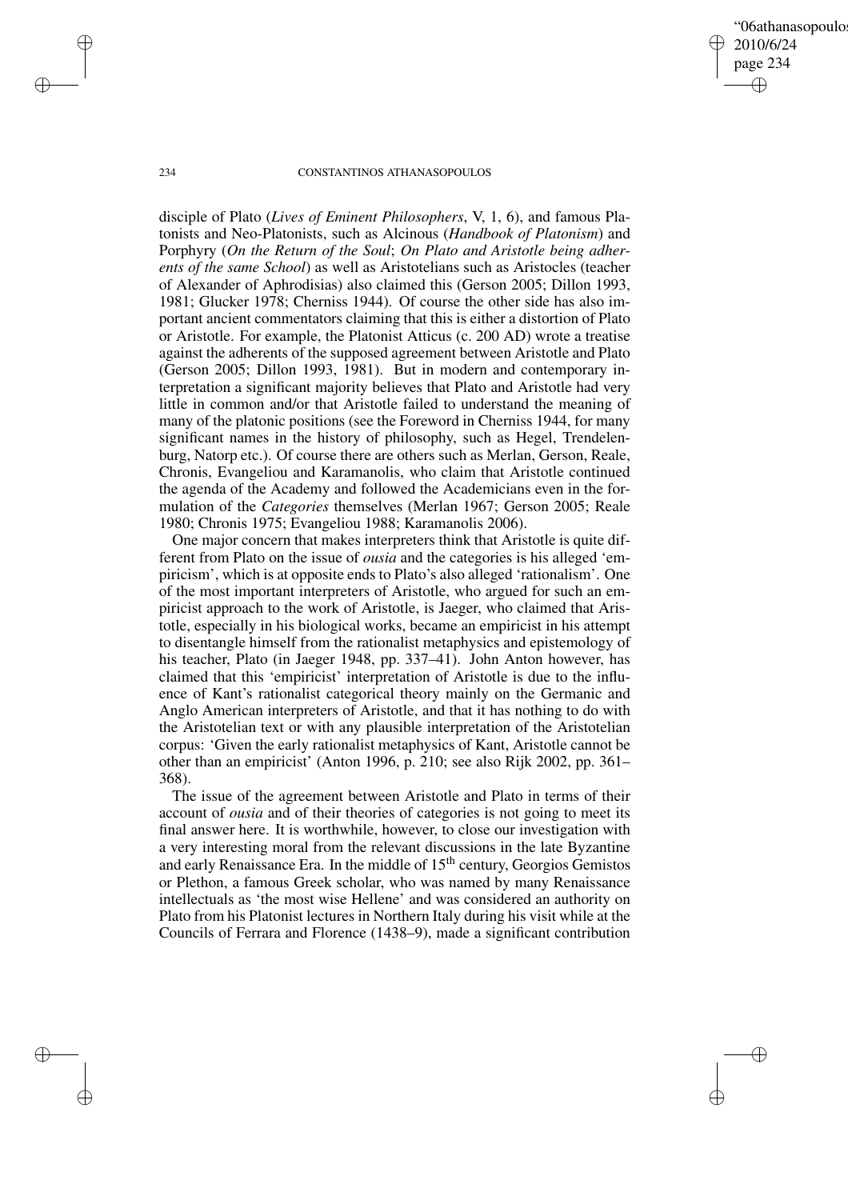disciple of Plato (*Lives of Eminent Philosophers*, V, 1, 6), and famous Platonists and Neo-Platonists, such as Alcinous (*Handbook of Platonism*) and Porphyry (*On the Return of the Soul*; *On Plato and Aristotle being adherents of the same School*) as well as Aristotelians such as Aristocles (teacher of Alexander of Aphrodisias) also claimed this (Gerson 2005; Dillon 1993, 1981; Glucker 1978; Cherniss 1944). Of course the other side has also important ancient commentators claiming that this is either a distortion of Plato or Aristotle. For example, the Platonist Atticus (c. 200 AD) wrote a treatise against the adherents of the supposed agreement between Aristotle and Plato (Gerson 2005; Dillon 1993, 1981). But in modern and contemporary interpretation a significant majority believes that Plato and Aristotle had very little in common and/or that Aristotle failed to understand the meaning of many of the platonic positions (see the Foreword in Cherniss 1944, for many significant names in the history of philosophy, such as Hegel, Trendelenburg, Natorp etc.). Of course there are others such as Merlan, Gerson, Reale, Chronis, Evangeliou and Karamanolis, who claim that Aristotle continued the agenda of the Academy and followed the Academicians even in the formulation of the *Categories* themselves (Merlan 1967; Gerson 2005; Reale 1980; Chronis 1975; Evangeliou 1988; Karamanolis 2006).

One major concern that makes interpreters think that Aristotle is quite different from Plato on the issue of *ousia* and the categories is his alleged 'empiricism', which is at opposite ends to Plato's also alleged 'rationalism'. One of the most important interpreters of Aristotle, who argued for such an empiricist approach to the work of Aristotle, is Jaeger, who claimed that Aristotle, especially in his biological works, became an empiricist in his attempt to disentangle himself from the rationalist metaphysics and epistemology of his teacher, Plato (in Jaeger 1948, pp. 337–41). John Anton however, has claimed that this 'empiricist' interpretation of Aristotle is due to the influence of Kant's rationalist categorical theory mainly on the Germanic and Anglo American interpreters of Aristotle, and that it has nothing to do with the Aristotelian text or with any plausible interpretation of the Aristotelian corpus: 'Given the early rationalist metaphysics of Kant, Aristotle cannot be other than an empiricist' (Anton 1996, p. 210; see also Rijk 2002, pp. 361–368).

The issue of the agreement between Aristotle and Plato in terms of their account of *ousia* and of their theories of categories is not going to meet its final answer here. It is worthwhile, however, to close our investigation with a very interesting moral from the relevant discussions in the late Byzantine and early Renaissance Era. In the middle of 15th century, Georgios Gemistos or Plethon, a famous Greek scholar, who was named by many Renaissance intellectuals as 'the most wise Hellene' and was considered an authority on Plato from his Platonist lectures in Northern Italy during his visit while at the Councils of Ferrara and Florence (1438–9), made a significant contribution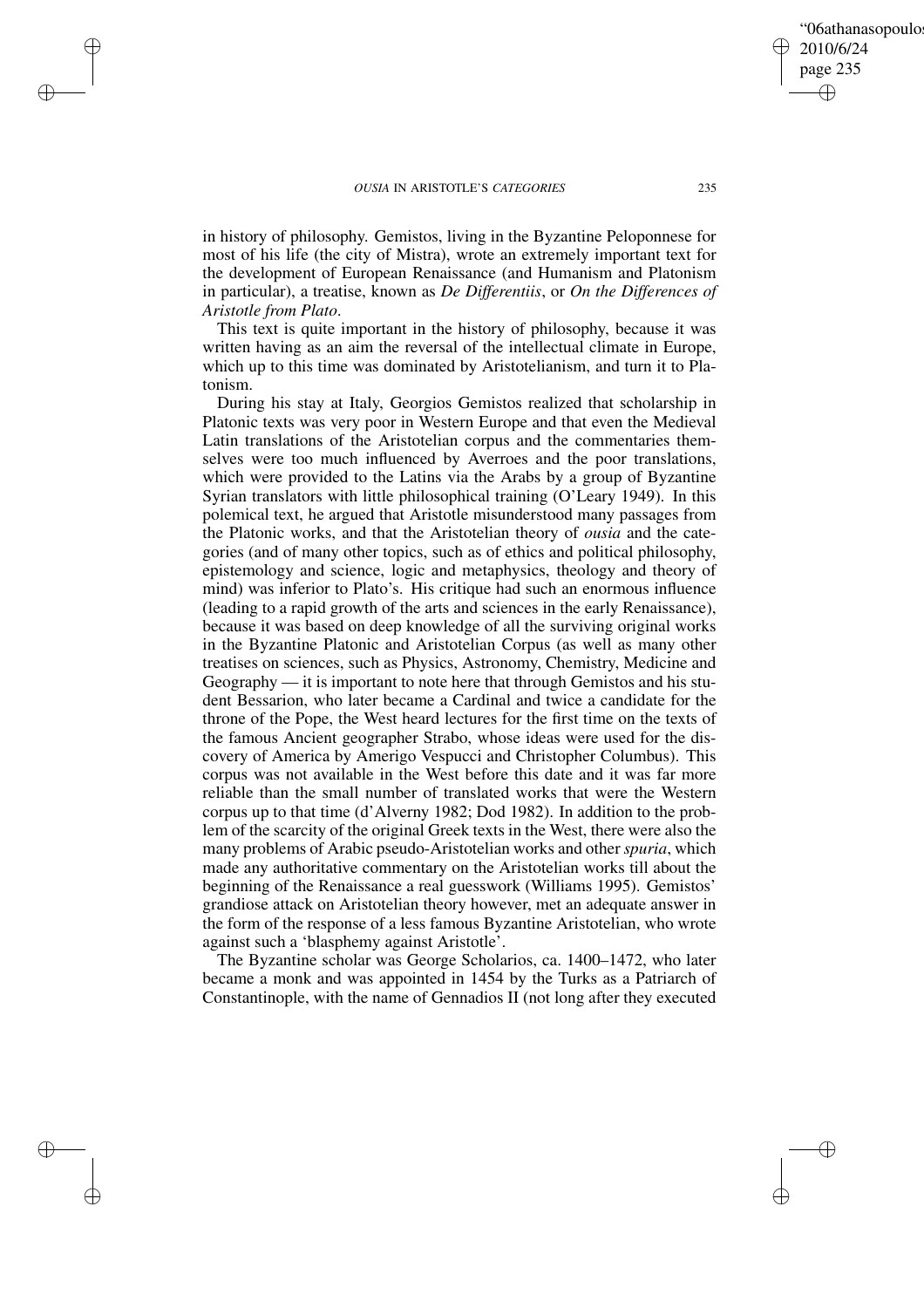in history of philosophy. Gemistos, living in the Byzantine Peloponnese for most of his life (the city of Mistra), wrote an extremely important text for the development of European Renaissance (and Humanism and Platonism in particular), a treatise, known as *De Differentiis*, or *On the Differences of Aristotle from Plato*.

This text is quite important in the history of philosophy, because it was written having as an aim the reversal of the intellectual climate in Europe, which up to this time was dominated by Aristotelianism, and turn it to Platonism.

During his stay at Italy, Georgios Gemistos realized that scholarship in Platonic texts was very poor in Western Europe and that even the Medieval Latin translations of the Aristotelian corpus and the commentaries themselves were too much influenced by Averroes and the poor translations, which were provided to the Latins via the Arabs by a group of Byzantine Syrian translators with little philosophical training (O'Leary 1949). In this polemical text, he argued that Aristotle misunderstood many passages from the Platonic works, and that the Aristotelian theory of *ousia* and the categories (and of many other topics, such as of ethics and political philosophy, epistemology and science, logic and metaphysics, theology and theory of mind) was inferior to Plato's. His critique had such an enormous influence (leading to a rapid growth of the arts and sciences in the early Renaissance), because it was based on deep knowledge of all the surviving original works in the Byzantine Platonic and Aristotelian Corpus (as well as many other treatises on sciences, such as Physics, Astronomy, Chemistry, Medicine and Geography — it is important to note here that through Gemistos and his student Bessarion, who later became a Cardinal and twice a candidate for the throne of the Pope, the West heard lectures for the first time on the texts of the famous Ancient geographer Strabo, whose ideas were used for the discovery of America by Amerigo Vespucci and Christopher Columbus). This corpus was not available in the West before this date and it was far more reliable than the small number of translated works that were the Western corpus up to that time (d'Alverny 1982; Dod 1982). In addition to the problem of the scarcity of the original Greek texts in the West, there were also the many problems of Arabic pseudo-Aristotelian works and other *spuria*, which made any authoritative commentary on the Aristotelian works till about the beginning of the Renaissance a real guesswork (Williams 1995). Gemistos' grandiose attack on Aristotelian theory however, met an adequate answer in the form of the response of a less famous Byzantine Aristotelian, who wrote against such a 'blasphemy against Aristotle'.

The Byzantine scholar was George Scholarios, ca. 1400–1472, who later became a monk and was appointed in 1454 by the Turks as a Patriarch of Constantinople, with the name of Gennadios II (not long after they executed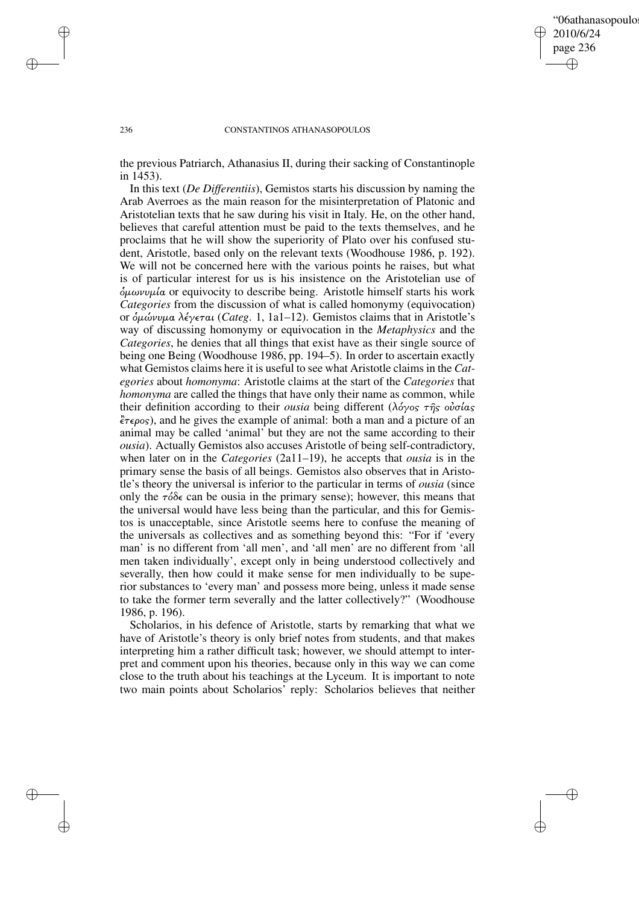the previous Patriarch, Athanasius II, during their sacking of Constantinople in 1453).

In this text (*De Differentiis*), Gemistos starts his discussion by naming the Arab Averroes as the main reason for the misinterpretation of Platonic and Aristotelian texts that he saw during his visit in Italy. He, on the other hand, believes that careful attention must be paid to the texts themselves, and he proclaims that he will show the superiority of Plato over his confused student, Aristotle, based only on the relevant texts (Woodhouse 1986, p. 192). We will not be concerned here with the various points he raises, but what is of particular interest for us is his insistence on the Aristotelian use of ὁμωνυμία or equivocity to describe being. Aristotle himself starts his work *Categories* from the discussion of what is called homonymy (equivocation) or ὁμώνυμα λέγεται (*Categ*. 1, 1a1–12). Gemistos claims that in Aristotle's way of discussing homonymy or equivocation in the *Metaphysics* and the *Categories*, he denies that all things that exist have as their single source of being one Being (Woodhouse 1986, pp. 194–5). In order to ascertain exactly what Gemistos claims here it is useful to see what Aristotle claims in the *Categories* about *homonyma*: Aristotle claims at the start of the *Categories* that *homonyma* are called the things that have only their name as common, while their definition according to their *ousia* being different (λόγος τῆς οὐσίας ἕτερος), and he gives the example of animal: both a man and a picture of an animal may be called 'animal' but they are not the same according to their *ousia*). Actually Gemistos also accuses Aristotle of being self-contradictory, when later on in the *Categories* (2a11–19), he accepts that *ousia* is in the primary sense the basis of all beings. Gemistos also observes that in Aristotle's theory the universal is inferior to the particular in terms of *ousia* (since only the τόδε can be ousia in the primary sense); however, this means that the universal would have less being than the particular, and this for Gemistos is unacceptable, since Aristotle seems here to confuse the meaning of the universals as collectives and as something beyond this: "For if 'every man' is no different from 'all men', and 'all men' are no different from 'all men taken individually', except only in being understood collectively and severally, then how could it make sense for men individually to be superior substances to 'every man' and possess more being, unless it made sense to take the former term severally and the latter collectively?" (Woodhouse 1986, p. 196).

Scholarios, in his defence of Aristotle, starts by remarking that what we have of Aristotle's theory is only brief notes from students, and that makes interpreting him a rather difficult task; however, we should attempt to interpret and comment upon his theories, because only in this way we can come close to the truth about his teachings at the Lyceum. It is important to note two main points about Scholarios' reply: Scholarios believes that neither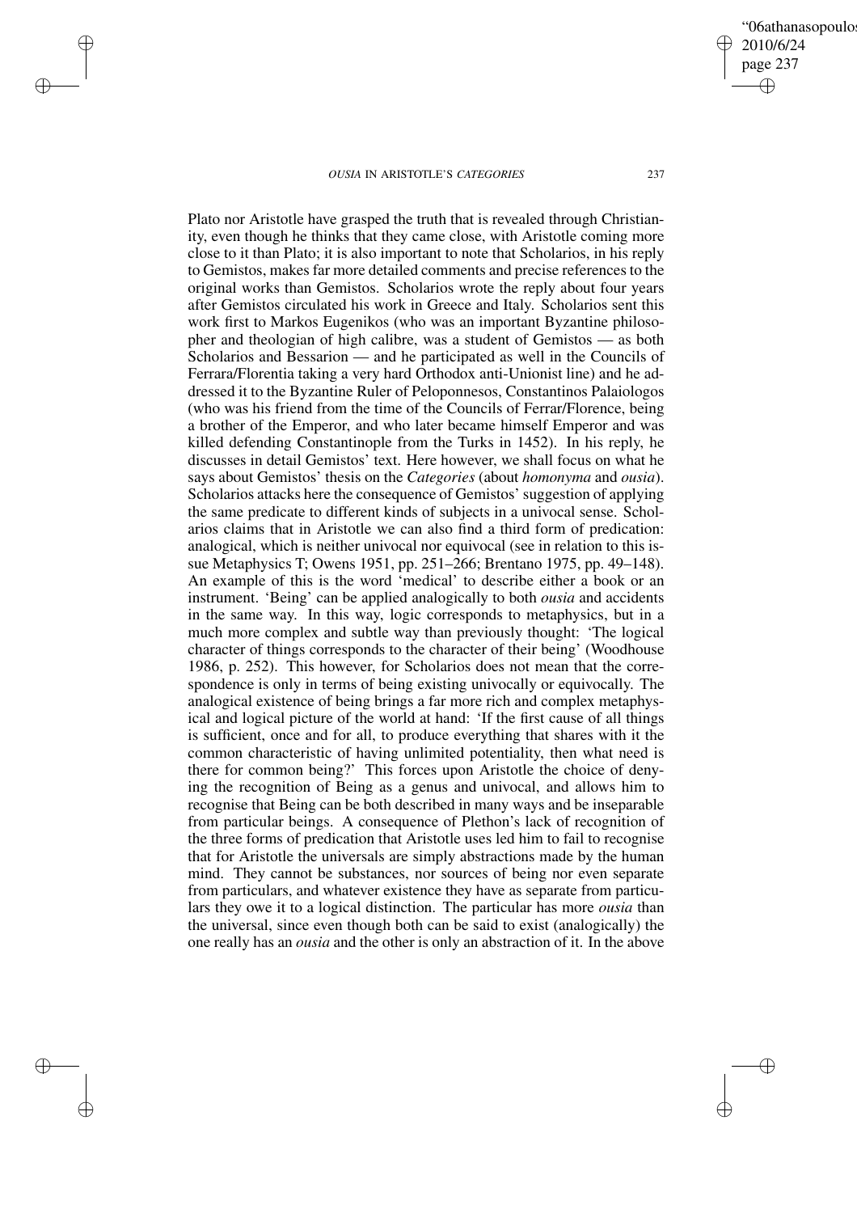Plato nor Aristotle have grasped the truth that is revealed through Christianity, even though he thinks that they came close, with Aristotle coming more close to it than Plato; it is also important to note that Scholarios, in his reply to Gemistos, makes far more detailed comments and precise references to the original works than Gemistos. Scholarios wrote the reply about four years after Gemistos circulated his work in Greece and Italy. Scholarios sent this work first to Markos Eugenikos (who was an important Byzantine philosopher and theologian of high calibre, was a student of Gemistos — as both Scholarios and Bessarion — and he participated as well in the Councils of Ferrara/Florentia taking a very hard Orthodox anti-Unionist line) and he addressed it to the Byzantine Ruler of Peloponnesos, Constantinos Palaiologos (who was his friend from the time of the Councils of Ferrar/Florence, being a brother of the Emperor, and who later became himself Emperor and was killed defending Constantinople from the Turks in 1452). In his reply, he discusses in detail Gemistos' text. Here however, we shall focus on what he says about Gemistos' thesis on the *Categories* (about *homonyma* and *ousia*). Scholarios attacks here the consequence of Gemistos' suggestion of applying the same predicate to different kinds of subjects in a univocal sense. Scholarios claims that in Aristotle we can also find a third form of predication: analogical, which is neither univocal nor equivocal (see in relation to this issue Metaphysics T; Owens 1951, pp. 251–266; Brentano 1975, pp. 49–148). An example of this is the word 'medical' to describe either a book or an instrument. 'Being' can be applied analogically to both *ousia* and accidents in the same way. In this way, logic corresponds to metaphysics, but in a much more complex and subtle way than previously thought: 'The logical character of things corresponds to the character of their being' (Woodhouse 1986, p. 252). This however, for Scholarios does not mean that the correspondence is only in terms of being existing univocally or equivocally. The analogical existence of being brings a far more rich and complex metaphysical and logical picture of the world at hand: 'If the first cause of all things is sufficient, once and for all, to produce everything that shares with it the common characteristic of having unlimited potentiality, then what need is there for common being?' This forces upon Aristotle the choice of denying the recognition of Being as a genus and univocal, and allows him to recognise that Being can be both described in many ways and be inseparable from particular beings. A consequence of Plethon's lack of recognition of the three forms of predication that Aristotle uses led him to fail to recognise that for Aristotle the universals are simply abstractions made by the human mind. They cannot be substances, nor sources of being nor even separate from particulars, and whatever existence they have as separate from particulars they owe it to a logical distinction. The particular has more *ousia* than the universal, since even though both can be said to exist (analogically) the one really has an *ousia* and the other is only an abstraction of it. In the above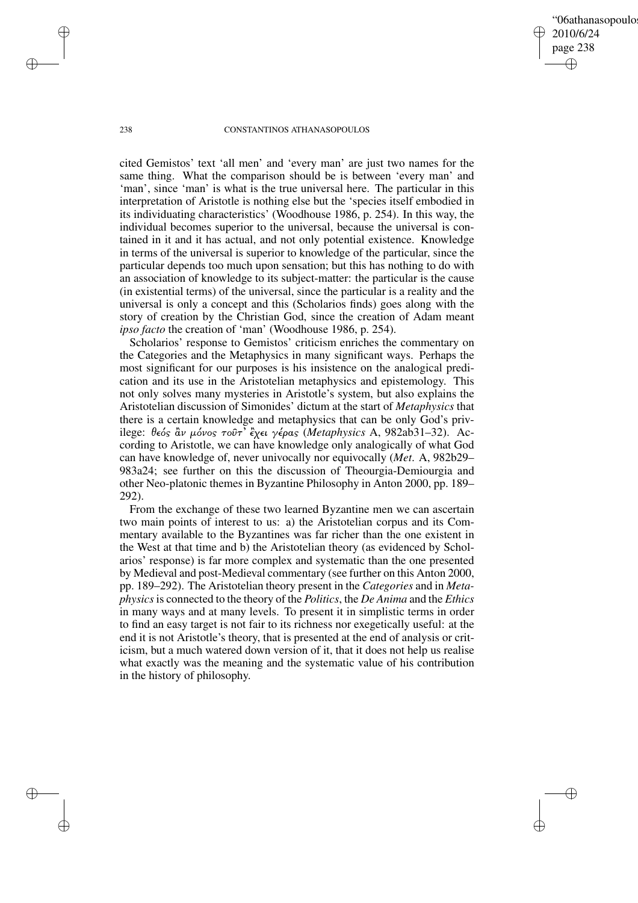cited Gemistos' text 'all men' and 'every man' are just two names for the same thing. What the comparison should be is between 'every man' and 'man', since 'man' is what is the true universal here. The particular in this interpretation of Aristotle is nothing else but the 'species itself embodied in its individuating characteristics' (Woodhouse 1986, p. 254). In this way, the individual becomes superior to the universal, because the universal is contained in it and it has actual, and not only potential existence. Knowledge in terms of the universal is superior to knowledge of the particular, since the particular depends too much upon sensation; but this has nothing to do with an association of knowledge to its subject-matter: the particular is the cause (in existential terms) of the universal, since the particular is a reality and the universal is only a concept and this (Scholarios finds) goes along with the story of creation by the Christian God, since the creation of Adam meant *ipso facto* the creation of 'man' (Woodhouse 1986, p. 254).

Scholarios' response to Gemistos' criticism enriches the commentary on the Categories and the Metaphysics in many significant ways. Perhaps the most significant for our purposes is his insistence on the analogical predication and its use in the Aristotelian metaphysics and epistemology. This not only solves many mysteries in Aristotle's system, but also explains the Aristotelian discussion of Simonides' dictum at the start of *Metaphysics* that there is a certain knowledge and metaphysics that can be only God's privilege: *θεός ἂν μόνος τοῦτ' ἔχει γέρας* (*Metaphysics* A, 982ab31–32). According to Aristotle, we can have knowledge only analogically of what God can have knowledge of, never univocally nor equivocally (*Met*. A, 982b29–983a24; see further on this the discussion of Theourgia-Demiourgia and other Neo-platonic themes in Byzantine Philosophy in Anton 2000, pp. 189–292).

From the exchange of these two learned Byzantine men we can ascertain two main points of interest to us: a) the Aristotelian corpus and its Commentary available to the Byzantines was far richer than the one existent in the West at that time and b) the Aristotelian theory (as evidenced by Scholarios' response) is far more complex and systematic than the one presented by Medieval and post-Medieval commentary (see further on this Anton 2000, pp. 189–292). The Aristotelian theory present in the *Categories* and in *Metaphysics* is connected to the theory of the *Politics*, the *De Anima* and the *Ethics* in many ways and at many levels. To present it in simplistic terms in order to find an easy target is not fair to its richness nor exegetically useful: at the end it is not Aristotle's theory, that is presented at the end of analysis or criticism, but a much watered down version of it, that it does not help us realise what exactly was the meaning and the systematic value of his contribution in the history of philosophy.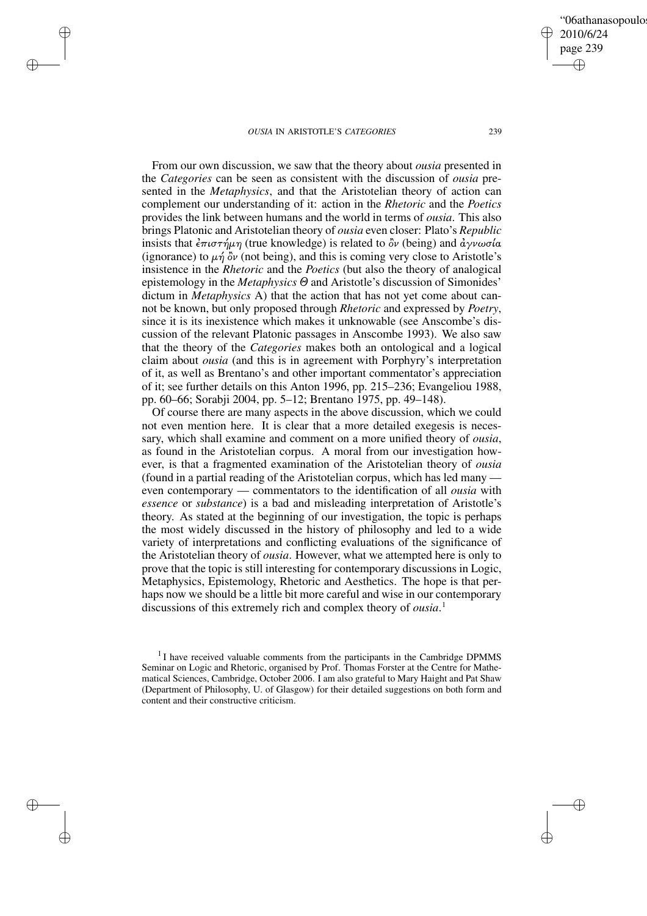From our own discussion, we saw that the theory about *ousia* presented in the *Categories* can be seen as consistent with the discussion of *ousia* presented in the *Metaphysics*, and that the Aristotelian theory of action can complement our understanding of it: action in the *Rhetoric* and the *Poetics* provides the link between humans and the world in terms of *ousia*. This also brings Platonic and Aristotelian theory of *ousia* even closer: Plato's *Republic* insists that ἐπιστήμη (true knowledge) is related to ὄν (being) and ἀγνωσία (ignorance) to μή ὄν (not being), and this is coming very close to Aristotle's insistence in the *Rhetoric* and the *Poetics* (but also the theory of analogical epistemology in the *Metaphysics* Θ and Aristotle's discussion of Simonides' dictum in *Metaphysics* A) that the action that has not yet come about cannot be known, but only proposed through *Rhetoric* and expressed by *Poetry*, since it is its inexistence which makes it unknowable (see Anscombe's discussion of the relevant Platonic passages in Anscombe 1993). We also saw that the theory of the *Categories* makes both an ontological and a logical claim about *ousia* (and this is in agreement with Porphyry's interpretation of it, as well as Brentano's and other important commentator's appreciation of it; see further details on this Anton 1996, pp. 215–236; Evangeliou 1988, pp. 60–66; Sorabji 2004, pp. 5–12; Brentano 1975, pp. 49–148).

Of course there are many aspects in the above discussion, which we could not even mention here. It is clear that a more detailed exegesis is necessary, which shall examine and comment on a more unified theory of *ousia*, as found in the Aristotelian corpus. A moral from our investigation however, is that a fragmented examination of the Aristotelian theory of *ousia* (found in a partial reading of the Aristotelian corpus, which has led many — even contemporary — commentators to the identification of all *ousia* with *essence* or *substance*) is a bad and misleading interpretation of Aristotle's theory. As stated at the beginning of our investigation, the topic is perhaps the most widely discussed in the history of philosophy and led to a wide variety of interpretations and conflicting evaluations of the significance of the Aristotelian theory of *ousia*. However, what we attempted here is only to prove that the topic is still interesting for contemporary discussions in Logic, Metaphysics, Epistemology, Rhetoric and Aesthetics. The hope is that perhaps now we should be a little bit more careful and wise in our contemporary discussions of this extremely rich and complex theory of *ousia*.[1]

[1] I have received valuable comments from the participants in the Cambridge DPMMS Seminar on Logic and Rhetoric, organised by Prof. Thomas Forster at the Centre for Mathematical Sciences, Cambridge, October 2006. I am also grateful to Mary Haight and Pat Shaw (Department of Philosophy, U. of Glasgow) for their detailed suggestions on both form and content and their constructive criticism.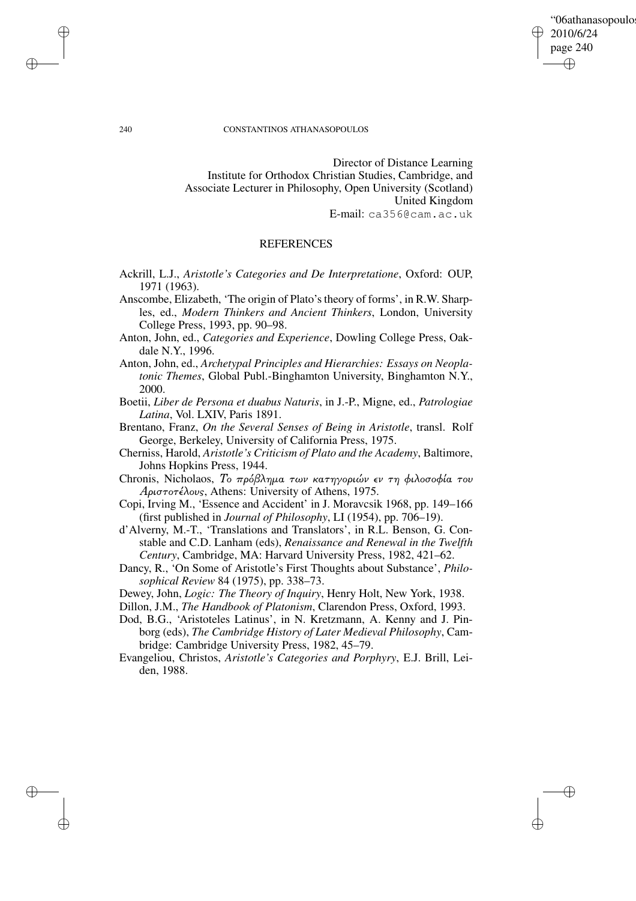Director of Distance Learning
Institute for Orthodox Christian Studies, Cambridge, and
Associate Lecturer in Philosophy, Open University (Scotland)
United Kingdom
E-mail: ca356@cam.ac.uk

## REFERENCES

Ackrill, L.J., *Aristotle's Categories and De Interpretatione*, Oxford: OUP, 1971 (1963).

Anscombe, Elizabeth, 'The origin of Plato's theory of forms', in R.W. Sharples, ed., *Modern Thinkers and Ancient Thinkers*, London, University College Press, 1993, pp. 90–98.

Anton, John, ed., *Categories and Experience*, Dowling College Press, Oakdale N.Y., 1996.

Anton, John, ed., *Archetypal Principles and Hierarchies: Essays on Neoplatonic Themes*, Global Publ.-Binghamton University, Binghamton N.Y., 2000.

Boetii, *Liber de Persona et duabus Naturis*, in J.-P., Migne, ed., *Patrologiae Latina*, Vol. LXIV, Paris 1891.

Brentano, Franz, *On the Several Senses of Being in Aristotle*, transl. Rolf George, Berkeley, University of California Press, 1975.

Cherniss, Harold, *Aristotle's Criticism of Plato and the Academy*, Baltimore, Johns Hopkins Press, 1944.

Chronis, Nicholaos, *Το πρόβλημα των κατηγοριών εν τη φιλοσοφία του Αριστοτέλους*, Athens: University of Athens, 1975.

Copi, Irving M., 'Essence and Accident' in J. Moravcsik 1968, pp. 149–166 (first published in *Journal of Philosophy*, LI (1954), pp. 706–19).

d'Alverny, M.-T., 'Translations and Translators', in R.L. Benson, G. Constable and C.D. Lanham (eds), *Renaissance and Renewal in the Twelfth Century*, Cambridge, MA: Harvard University Press, 1982, 421–62.

Dancy, R., 'On Some of Aristotle's First Thoughts about Substance', *Philosophical Review* 84 (1975), pp. 338–73.

Dewey, John, *Logic: The Theory of Inquiry*, Henry Holt, New York, 1938.

Dillon, J.M., *The Handbook of Platonism*, Clarendon Press, Oxford, 1993.

Dod, B.G., 'Aristoteles Latinus', in N. Kretzmann, A. Kenny and J. Pinborg (eds), *The Cambridge History of Later Medieval Philosophy*, Cambridge: Cambridge University Press, 1982, 45–79.

Evangeliou, Christos, *Aristotle's Categories and Porphyry*, E.J. Brill, Leiden, 1988.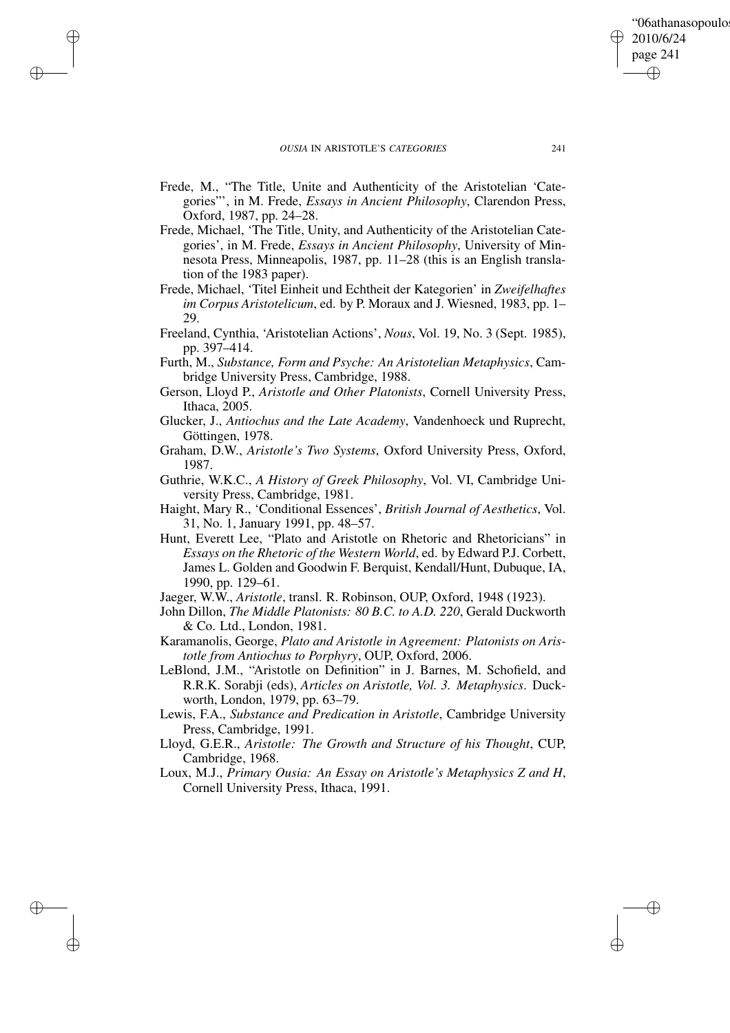Frede, M., "The Title, Unite and Authenticity of the Aristotelian 'Categories"', in M. Frede, *Essays in Ancient Philosophy*, Clarendon Press, Oxford, 1987, pp. 24–28.

Frede, Michael, 'The Title, Unity, and Authenticity of the Aristotelian Categories', in M. Frede, *Essays in Ancient Philosophy*, University of Minnesota Press, Minneapolis, 1987, pp. 11–28 (this is an English translation of the 1983 paper).

Frede, Michael, 'Titel Einheit und Echtheit der Kategorien' in *Zweifelhaftes im Corpus Aristotelicum*, ed. by P. Moraux and J. Wiesned, 1983, pp. 1–29.

Freeland, Cynthia, 'Aristotelian Actions', *Nous*, Vol. 19, No. 3 (Sept. 1985), pp. 397–414.

Furth, M., *Substance, Form and Psyche: An Aristotelian Metaphysics*, Cambridge University Press, Cambridge, 1988.

Gerson, Lloyd P., *Aristotle and Other Platonists*, Cornell University Press, Ithaca, 2005.

Glucker, J., *Antiochus and the Late Academy*, Vandenhoeck und Ruprecht, Göttingen, 1978.

Graham, D.W., *Aristotle's Two Systems*, Oxford University Press, Oxford, 1987.

Guthrie, W.K.C., *A History of Greek Philosophy*, Vol. VI, Cambridge University Press, Cambridge, 1981.

Haight, Mary R., 'Conditional Essences', *British Journal of Aesthetics*, Vol. 31, No. 1, January 1991, pp. 48–57.

Hunt, Everett Lee, "Plato and Aristotle on Rhetoric and Rhetoricians" in *Essays on the Rhetoric of the Western World*, ed. by Edward P.J. Corbett, James L. Golden and Goodwin F. Berquist, Kendall/Hunt, Dubuque, IA, 1990, pp. 129–61.

Jaeger, W.W., *Aristotle*, transl. R. Robinson, OUP, Oxford, 1948 (1923).

John Dillon, *The Middle Platonists: 80 B.C. to A.D. 220*, Gerald Duckworth & Co. Ltd., London, 1981.

Karamanolis, George, *Plato and Aristotle in Agreement: Platonists on Aristotle from Antiochus to Porphyry*, OUP, Oxford, 2006.

LeBlond, J.M., "Aristotle on Definition" in J. Barnes, M. Schofield, and R.R.K. Sorabji (eds), *Articles on Aristotle, Vol. 3. Metaphysics*. Duckworth, London, 1979, pp. 63–79.

Lewis, F.A., *Substance and Predication in Aristotle*, Cambridge University Press, Cambridge, 1991.

Lloyd, G.E.R., *Aristotle: The Growth and Structure of his Thought*, CUP, Cambridge, 1968.

Loux, M.J., *Primary Ousia: An Essay on Aristotle's Metaphysics Z and H*, Cornell University Press, Ithaca, 1991.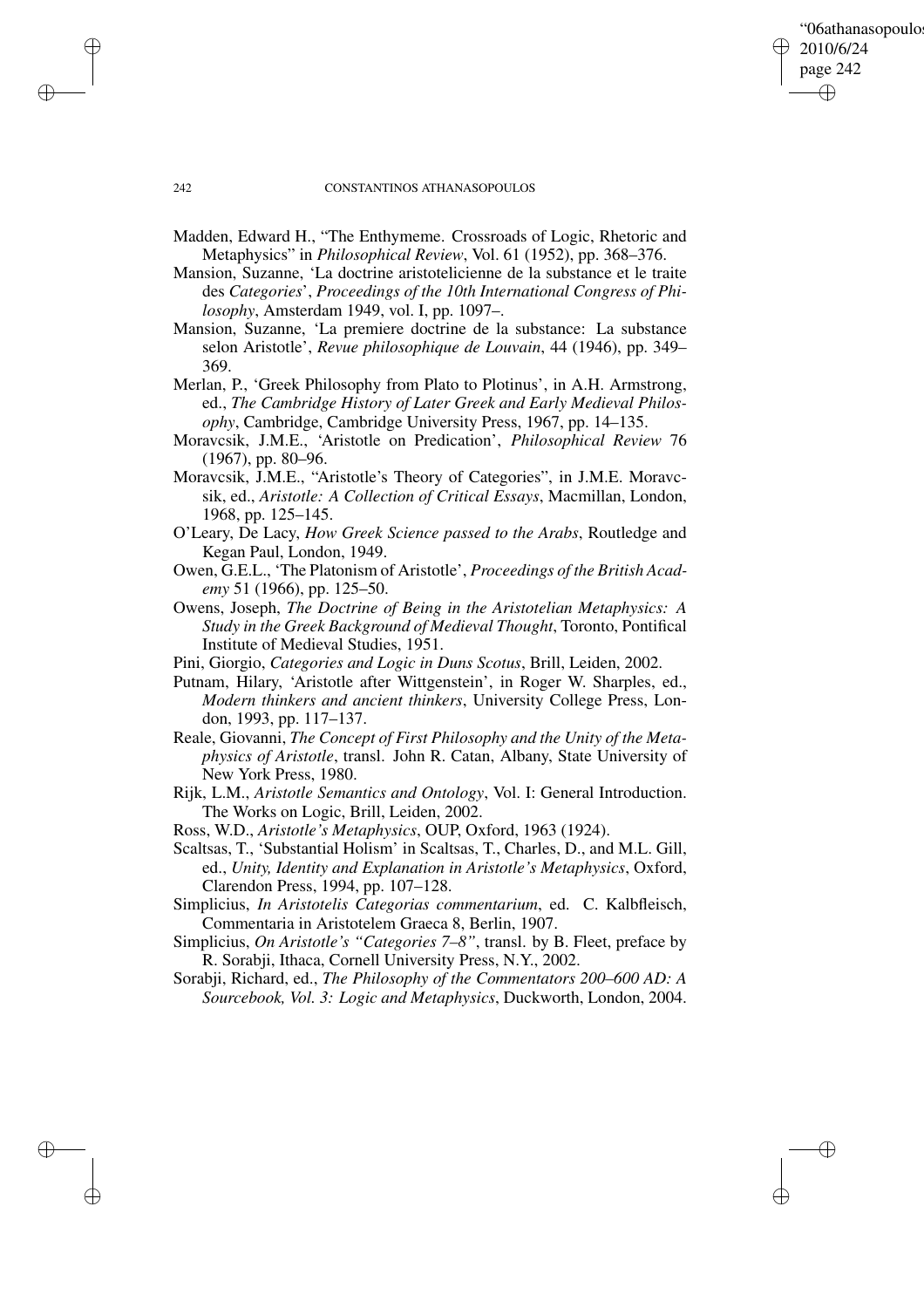Madden, Edward H., "The Enthymeme. Crossroads of Logic, Rhetoric and Metaphysics" in *Philosophical Review*, Vol. 61 (1952), pp. 368–376.

Mansion, Suzanne, 'La doctrine aristotelicienne de la substance et le traite des *Categories*', *Proceedings of the 10th International Congress of Philosophy*, Amsterdam 1949, vol. I, pp. 1097–.

Mansion, Suzanne, 'La premiere doctrine de la substance: La substance selon Aristotle', *Revue philosophique de Louvain*, 44 (1946), pp. 349–369.

Merlan, P., 'Greek Philosophy from Plato to Plotinus', in A.H. Armstrong, ed., *The Cambridge History of Later Greek and Early Medieval Philosophy*, Cambridge, Cambridge University Press, 1967, pp. 14–135.

Moravcsik, J.M.E., 'Aristotle on Predication', *Philosophical Review* 76 (1967), pp. 80–96.

Moravcsik, J.M.E., "Aristotle's Theory of Categories", in J.M.E. Moravcsik, ed., *Aristotle: A Collection of Critical Essays*, Macmillan, London, 1968, pp. 125–145.

O'Leary, De Lacy, *How Greek Science passed to the Arabs*, Routledge and Kegan Paul, London, 1949.

Owen, G.E.L., 'The Platonism of Aristotle', *Proceedings of the British Academy* 51 (1966), pp. 125–50.

Owens, Joseph, *The Doctrine of Being in the Aristotelian Metaphysics: A Study in the Greek Background of Medieval Thought*, Toronto, Pontifical Institute of Medieval Studies, 1951.

Pini, Giorgio, *Categories and Logic in Duns Scotus*, Brill, Leiden, 2002.

Putnam, Hilary, 'Aristotle after Wittgenstein', in Roger W. Sharples, ed., *Modern thinkers and ancient thinkers*, University College Press, London, 1993, pp. 117–137.

Reale, Giovanni, *The Concept of First Philosophy and the Unity of the Metaphysics of Aristotle*, transl. John R. Catan, Albany, State University of New York Press, 1980.

Rijk, L.M., *Aristotle Semantics and Ontology*, Vol. I: General Introduction. The Works on Logic, Brill, Leiden, 2002.

Ross, W.D., *Aristotle's Metaphysics*, OUP, Oxford, 1963 (1924).

Scaltsas, T., 'Substantial Holism' in Scaltsas, T., Charles, D., and M.L. Gill, ed., *Unity, Identity and Explanation in Aristotle's Metaphysics*, Oxford, Clarendon Press, 1994, pp. 107–128.

Simplicius, *In Aristotelis Categorias commentarium*, ed. C. Kalbfleisch, Commentaria in Aristotelem Graeca 8, Berlin, 1907.

Simplicius, *On Aristotle's "Categories 7–8"*, transl. by B. Fleet, preface by R. Sorabji, Ithaca, Cornell University Press, N.Y., 2002.

Sorabji, Richard, ed., *The Philosophy of the Commentators 200–600 AD: A Sourcebook, Vol. 3: Logic and Metaphysics*, Duckworth, London, 2004.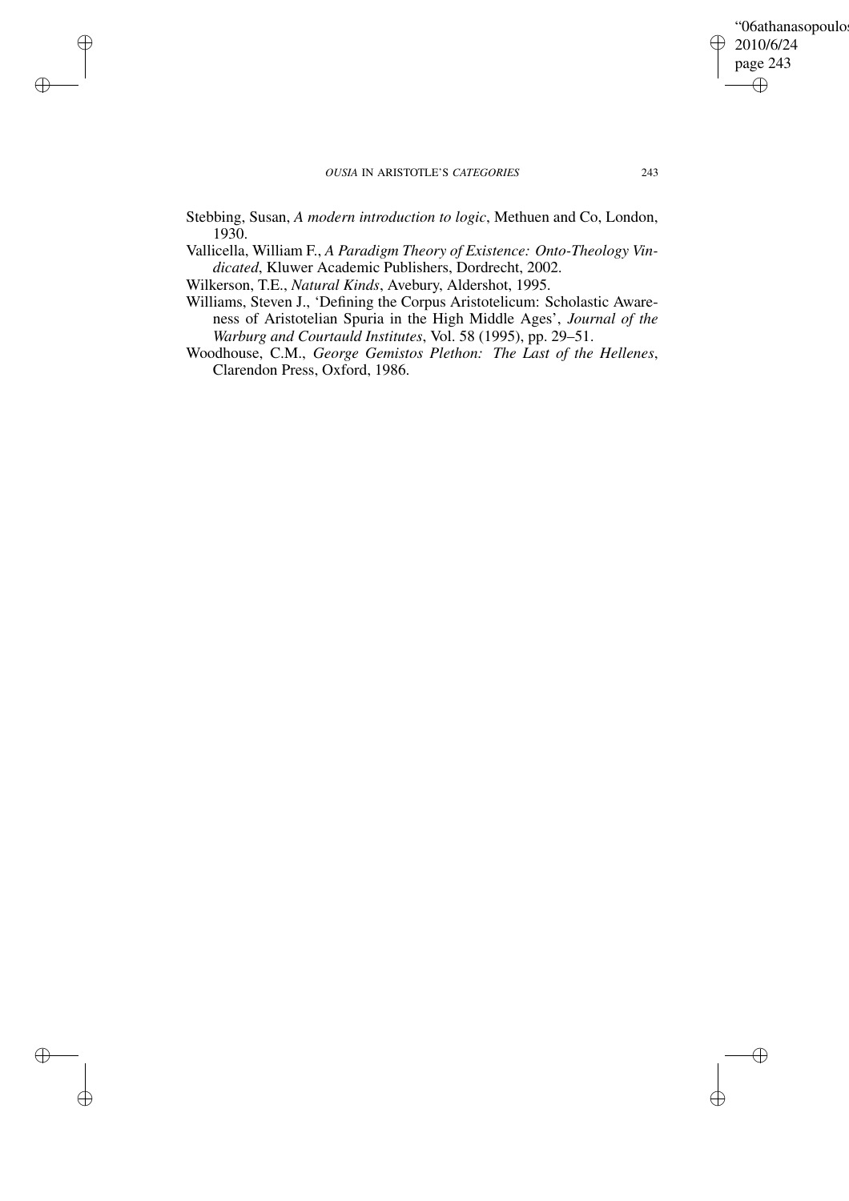Stebbing, Susan, *A modern introduction to logic*, Methuen and Co, London, 1930.

Vallicella, William F., *A Paradigm Theory of Existence: Onto-Theology Vindicated*, Kluwer Academic Publishers, Dordrecht, 2002.

Wilkerson, T.E., *Natural Kinds*, Avebury, Aldershot, 1995.

Williams, Steven J., 'Defining the Corpus Aristotelicum: Scholastic Awareness of Aristotelian Spuria in the High Middle Ages', *Journal of the Warburg and Courtauld Institutes*, Vol. 58 (1995), pp. 29–51.

Woodhouse, C.M., *George Gemistos Plethon: The Last of the Hellenes*, Clarendon Press, Oxford, 1986.